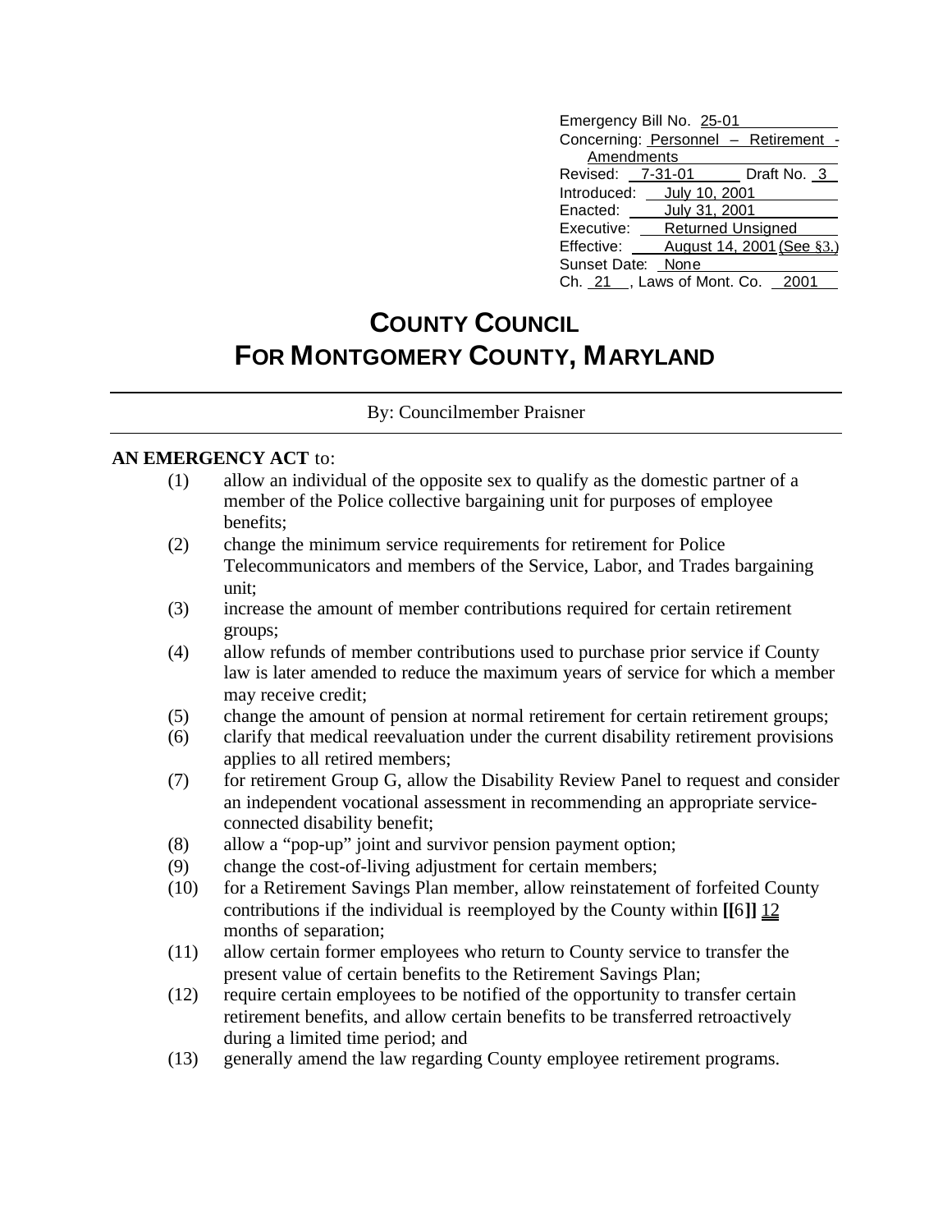Emergency Bill No. 25-01
Concerning: Personnel – Retirement - Amendments
Revised: 7-31-01 Draft No. 3
Introduced: July 10, 2001
Enacted: July 31, 2001
Executive: Returned Unsigned
Effective: August 14, 2001 (See §3.)
Sunset Date: None
Ch. 21 , Laws of Mont. Co. 2001

# COUNTY COUNCIL
# FOR MONTGOMERY COUNTY, MARYLAND

By: Councilmember Praisner

**AN EMERGENCY ACT** to:

(1) allow an individual of the opposite sex to qualify as the domestic partner of a member of the Police collective bargaining unit for purposes of employee benefits;

(2) change the minimum service requirements for retirement for Police Telecommunicators and members of the Service, Labor, and Trades bargaining unit;

(3) increase the amount of member contributions required for certain retirement groups;

(4) allow refunds of member contributions used to purchase prior service if County law is later amended to reduce the maximum years of service for which a member may receive credit;

(5) change the amount of pension at normal retirement for certain retirement groups;

(6) clarify that medical reevaluation under the current disability retirement provisions applies to all retired members;

(7) for retirement Group G, allow the Disability Review Panel to request and consider an independent vocational assessment in recommending an appropriate service-connected disability benefit;

(8) allow a "pop-up" joint and survivor pension payment option;

(9) change the cost-of-living adjustment for certain members;

(10) for a Retirement Savings Plan member, allow reinstatement of forfeited County contributions if the individual is reemployed by the County within **[[**6**]]** 12 months of separation;

(11) allow certain former employees who return to County service to transfer the present value of certain benefits to the Retirement Savings Plan;

(12) require certain employees to be notified of the opportunity to transfer certain retirement benefits, and allow certain benefits to be transferred retroactively during a limited time period; and

(13) generally amend the law regarding County employee retirement programs.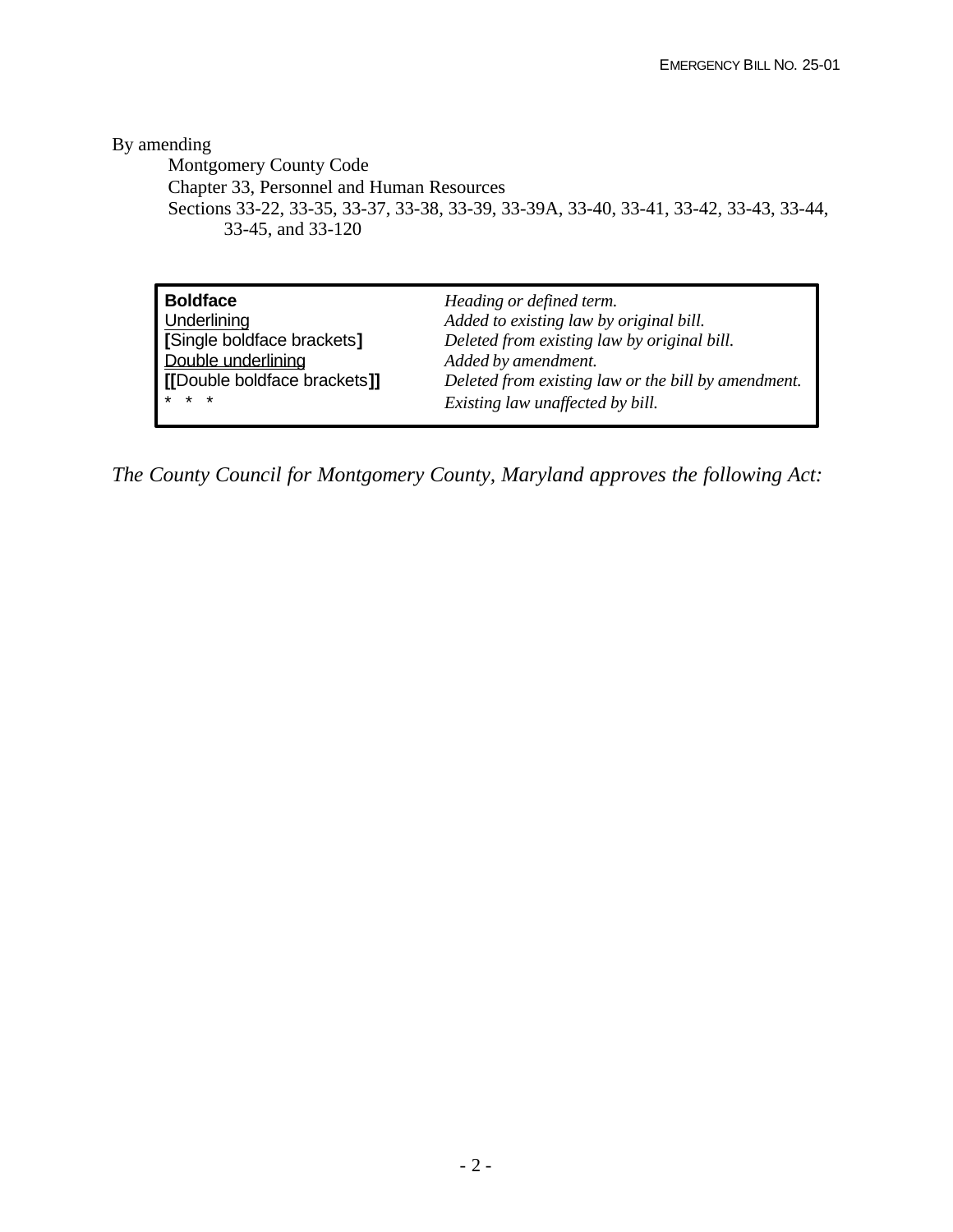By amending

Montgomery County Code
Chapter 33, Personnel and Human Resources
Sections 33-22, 33-35, 33-37, 33-38, 33-39, 33-39A, 33-40, 33-41, 33-42, 33-43, 33-44, 33-45, and 33-120

| | |
|---|---|
| **Boldface** | *Heading or defined term.* |
| <u>Underlining</u> | *Added to existing law by original bill.* |
| **[**Single boldface brackets**]** | *Deleted from existing law by original bill.* |
| <u>Double underlining</u> | *Added by amendment.* |
| **[[**Double boldface brackets**]]** | *Deleted from existing law or the bill by amendment.* |
| * * * | *Existing law unaffected by bill.* |

*The County Council for Montgomery County, Maryland approves the following Act:*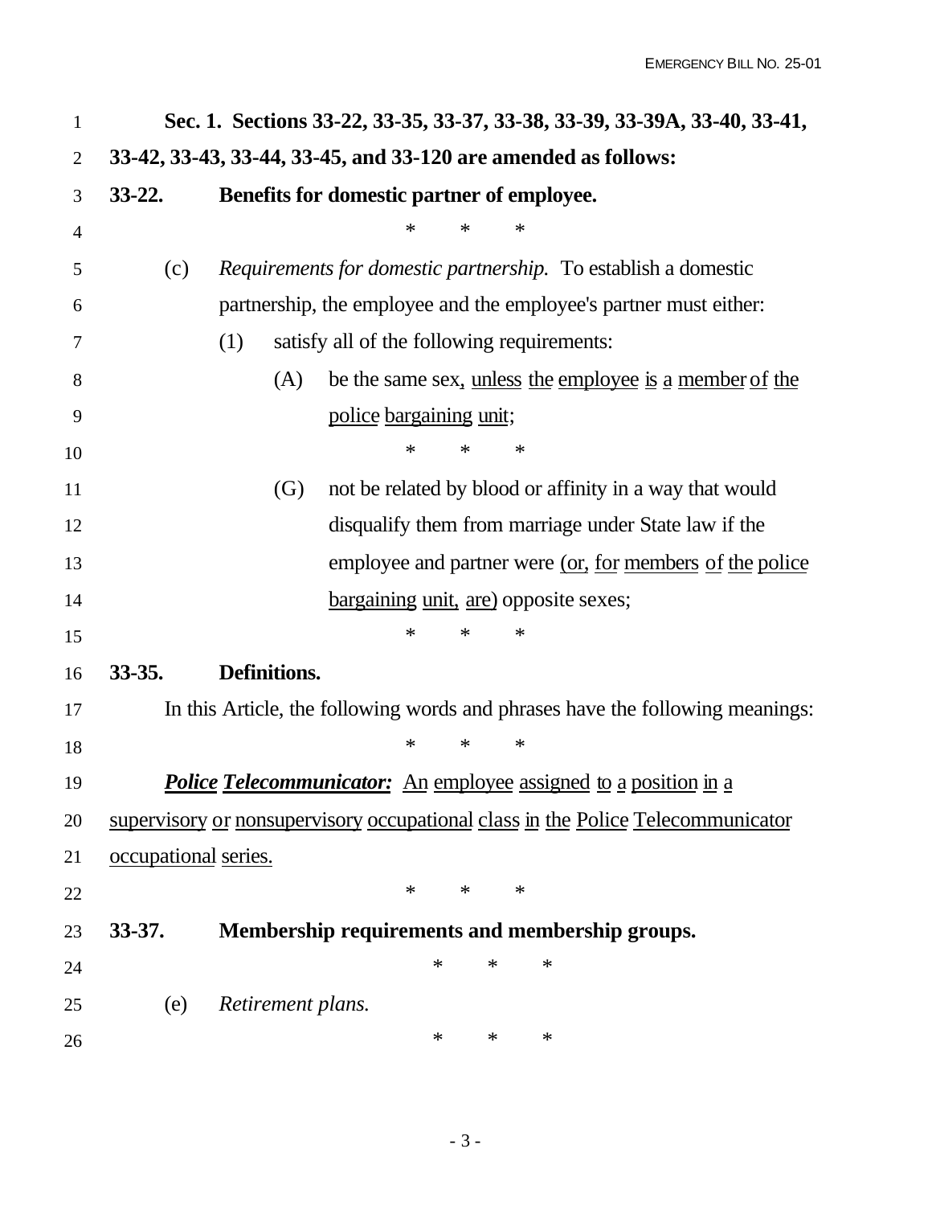**Sec. 1. Sections 33-22, 33-35, 33-37, 33-38, 33-39, 33-39A, 33-40, 33-41, 33-42, 33-43, 33-44, 33-45, and 33-120 are amended as follows:**

**33-22. Benefits for domestic partner of employee.**

\* \* \*

(c) *Requirements for domestic partnership.* To establish a domestic partnership, the employee and the employee's partner must either:

(1) satisfy all of the following requirements:

(A) be the same sex, <u>unless the employee is a member of the police bargaining unit</u>;

\* \* \*

(G) not be related by blood or affinity in a way that would disqualify them from marriage under State law if the employee and partner were <u>(or, for members of the police bargaining unit, are)</u> opposite sexes;

\* \* \*

**33-35. Definitions.**

In this Article, the following words and phrases have the following meanings:

\* \* \*

<u>***Police Telecommunicator:*** An employee assigned to a position in a supervisory or nonsupervisory occupational class in the Police Telecommunicator occupational series.</u>

\* \* \*

**33-37. Membership requirements and membership groups.**

\* \* \*

(e) *Retirement plans.*

\* \* \*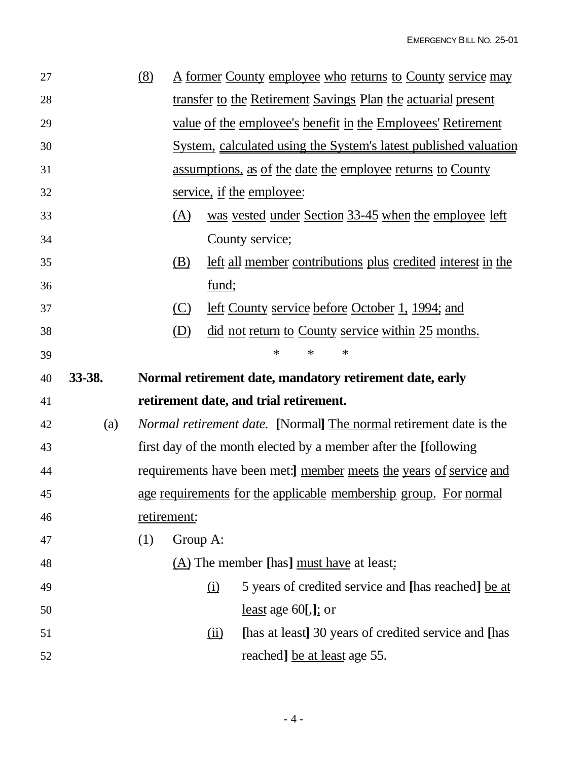(8) <u>A former County employee who returns to County service may transfer to the Retirement Savings Plan the actuarial present value of the employee's benefit in the Employees' Retirement System, calculated using the System's latest published valuation assumptions, as of the date the employee returns to County service, if the employee:</u>

(A) <u>was vested under Section 33-45 when the employee left County service;</u>

(B) <u>left all member contributions plus credited interest in the fund;</u>

(C) <u>left County service before October 1, 1994; and</u>

(D) <u>did not return to County service within 25 months.</u>

\* \* \*

**33-38. Normal retirement date, mandatory retirement date, early retirement date, and trial retirement.**

(a) *Normal retirement date.* **[**Normal**]** <u>The normal</u> retirement date is the first day of the month elected by a member after the **[**following requirements have been met:**]** <u>member meets the years of service and age requirements for the applicable membership group. For normal retirement:</u>

(1) Group A:

<u>(A)</u> The member **[**has**]** <u>must have</u> at least<u>:</u>

<u>(i)</u> 5 years of credited service and **[**has reached**]** <u>be at least</u> age 60**[**,**]**<u>;</u> or

<u>(ii)</u> **[**has at least**]** 30 years of credited service and **[**has reached**]** <u>be at least</u> age 55.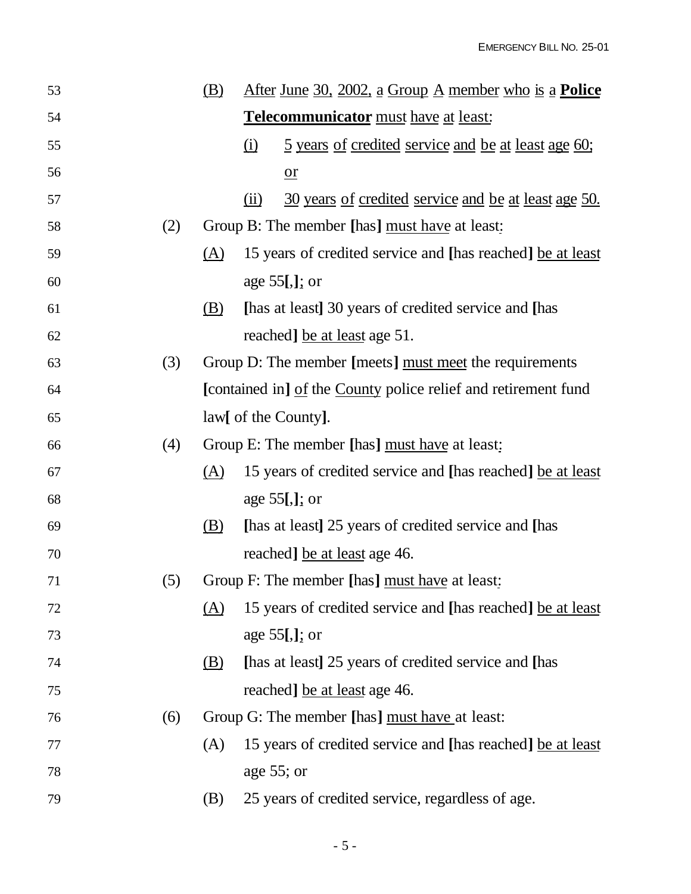53 (B) <u>After June 30, 2002, a Group A member who is a **Police**</u>

54 <u>**Telecommunicator** must have at least:</u>

55 <u>(i) 5 years of credited service and be at least age 60;</u>

56 <u>or</u>

57 <u>(ii) 30 years of credited service and be at least age 50.</u>

58 (2) Group B: The member **[**has**]** <u>must have</u> at least<u>:</u>

59 <u>(A)</u> 15 years of credited service and **[**has reached**]** <u>be at least</u>

60 age 55**[**,**]**<u>;</u> or

61 <u>(B)</u> **[**has at least**]** 30 years of credited service and **[**has

62 reached**]** <u>be at least</u> age 51.

63 (3) Group D: The member **[**meets**]** <u>must meet</u> the requirements

64 **[**contained in**]** <u>of</u> the <u>County</u> police relief and retirement fund

65 law**[** of the County**]**.

66 (4) Group E: The member **[**has**]** <u>must have</u> at least<u>:</u>

67 <u>(A)</u> 15 years of credited service and **[**has reached**]** <u>be at least</u>

68 age 55**[**,**]**<u>;</u> or

69 <u>(B)</u> **[**has at least**]** 25 years of credited service and **[**has

70 reached**]** <u>be at least</u> age 46.

71 (5) Group F: The member **[**has**]** <u>must have</u> at least<u>:</u>

72 <u>(A)</u> 15 years of credited service and **[**has reached**]** <u>be at least</u>

73 age 55**[**,**]**<u>;</u> or

74 <u>(B)</u> **[**has at least**]** 25 years of credited service and **[**has

75 reached**]** <u>be at least</u> age 46.

76 (6) Group G: The member **[**has**]** <u>must have</u> at least:

77 (A) 15 years of credited service and **[**has reached**]** <u>be at least</u>

78 age 55; or

79 (B) 25 years of credited service, regardless of age.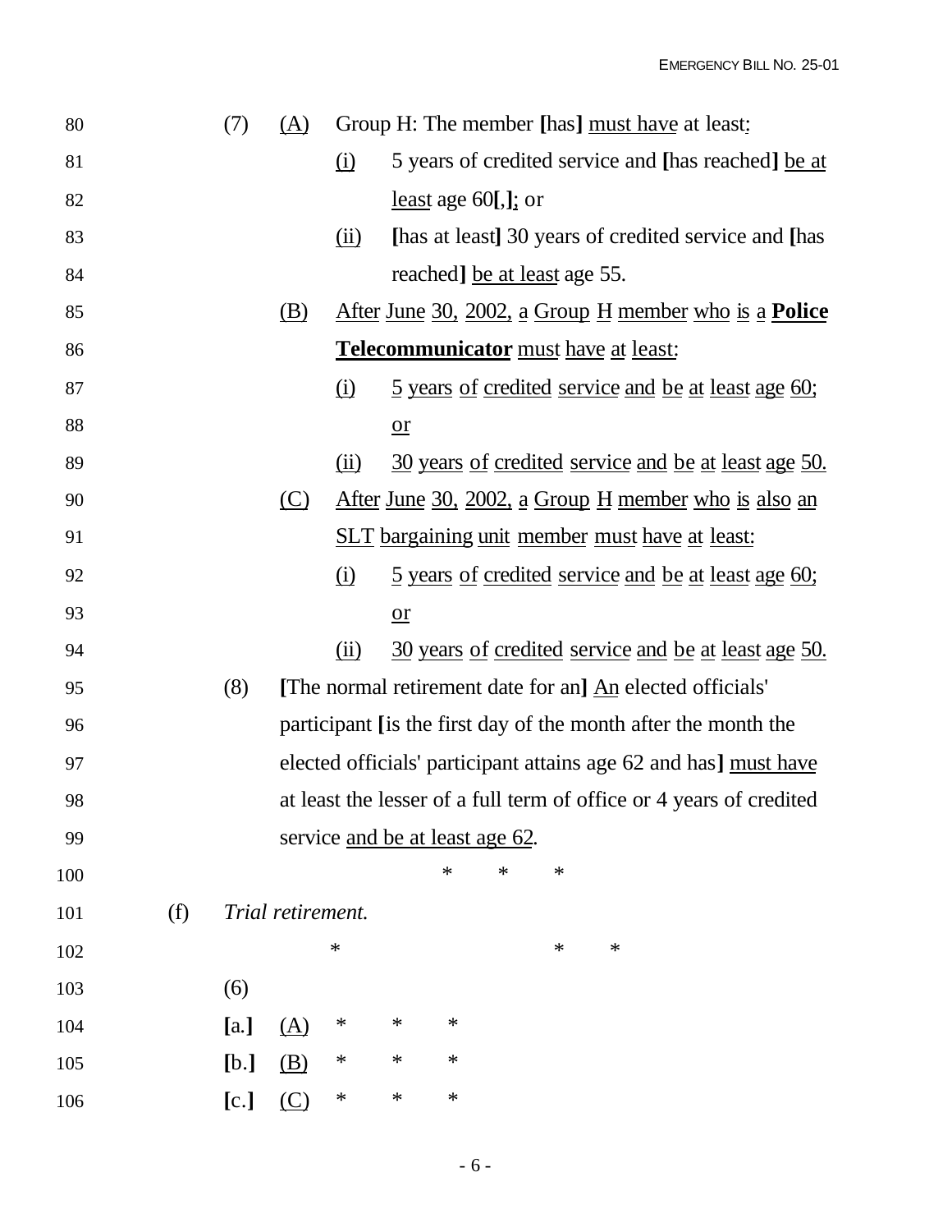(7) <u>(A)</u> Group H: The member **[**has**]** <u>must have</u> at least<u>:</u>

<u>(i)</u> 5 years of credited service and **[**has reached**]** <u>be at least</u> age 60**[**,**]**<u>;</u> or

<u>(ii)</u> **[**has at least**]** 30 years of credited service and **[**has reached**]** <u>be at least</u> age 55.

<u>(B)</u> <u>After June 30, 2002, a Group H member who is a</u> <u>**Police Telecommunicator**</u> <u>must have at least:</u>

<u>(i)</u> <u>5 years of credited service and be at least age 60;</u> <u>or</u>

<u>(ii)</u> <u>30 years of credited service and be at least age 50.</u>

<u>(C)</u> <u>After June 30, 2002, a Group H member who is also an SLT bargaining unit member must have at least:</u>

<u>(i)</u> <u>5 years of credited service and be at least age 60;</u> <u>or</u>

<u>(ii)</u> <u>30 years of credited service and be at least age 50.</u>

(8) **[**The normal retirement date for an**]** <u>An</u> elected officials' participant **[**is the first day of the month after the month the elected officials' participant attains age 62 and has**]** <u>must have</u> at least the lesser of a full term of office or 4 years of credited service <u>and be at least age 62</u>.

\* \* \*

(f) *Trial retirement.*

\* \* \*

(6)

**[**a.**]** <u>(A)</u> \* \* \*

**[**b.**]** <u>(B)</u> \* \* \*

**[**c.**]** <u>(C)</u> \* \* \*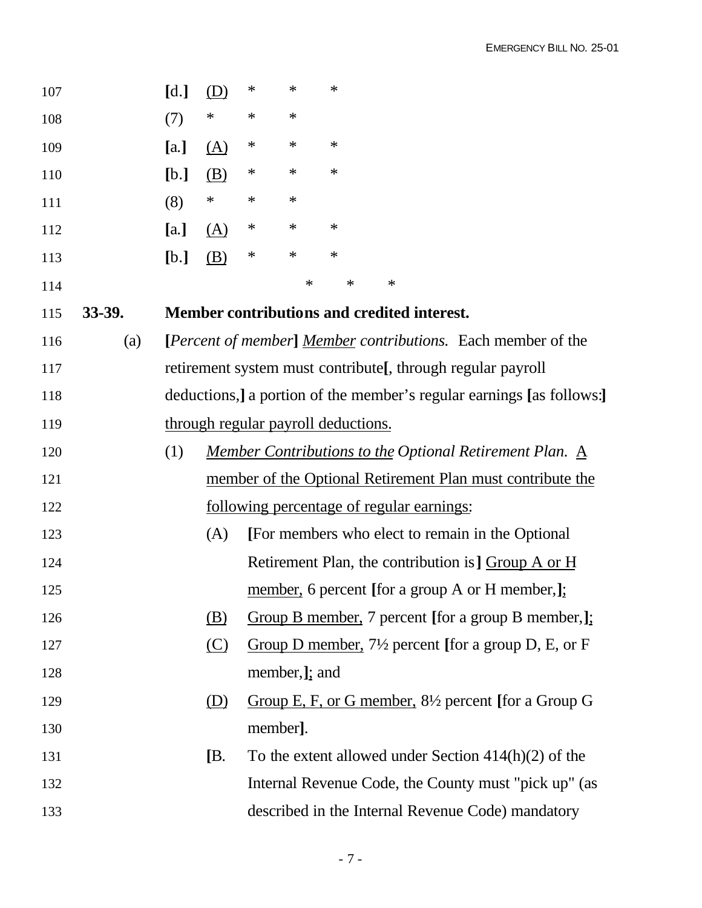[d.] <u>(D)</u> * * *

(7) * * *

[a.] <u>(A)</u> * * *

[b.] <u>(B)</u> * * *

(8) * * *

[a.] <u>(A)</u> * * *

[b.] <u>(B)</u> * * *

\* \* \*

**33-39. Member contributions and credited interest.**

(a) **[***Percent of member***]** <u>*Member*</u> *contributions.* Each member of the retirement system must contribute**[**, through regular payroll deductions,**]** a portion of the member's regular earnings **[**as follows:**]** <u>through regular payroll deductions.</u>

(1) <u>*Member Contributions to the*</u> *Optional Retirement Plan.* <u>A member of the Optional Retirement Plan must contribute the following percentage of regular earnings</u>:

(A) **[**For members who elect to remain in the Optional Retirement Plan, the contribution is**]** <u>Group A or H member,</u> 6 percent **[**for a group A or H member,**]**<u>;</u>

<u>(B)</u> <u>Group B member,</u> 7 percent **[**for a group B member,**]**<u>;</u>

<u>(C)</u> <u>Group D member,</u> 7½ percent **[**for a group D, E, or F member,**]**<u>;</u> and

<u>(D)</u> <u>Group E, F, or G member,</u> 8½ percent **[**for a Group G member**]**.

**[**B. To the extent allowed under Section 414(h)(2) of the Internal Revenue Code, the County must "pick up" (as described in the Internal Revenue Code) mandatory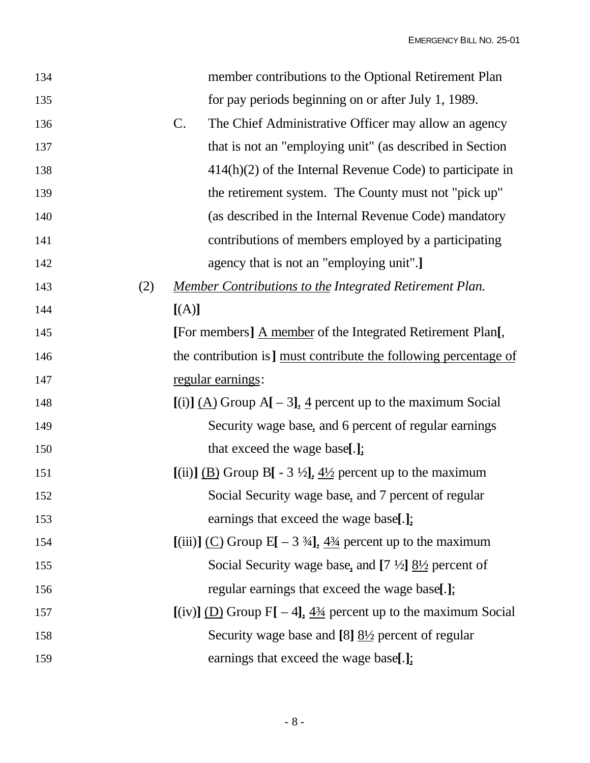134 member contributions to the Optional Retirement Plan
135 for pay periods beginning on or after July 1, 1989.
136 C. The Chief Administrative Officer may allow an agency
137 that is not an "employing unit" (as described in Section
138 414(h)(2) of the Internal Revenue Code) to participate in
139 the retirement system. The County must not "pick up"
140 (as described in the Internal Revenue Code) mandatory
141 contributions of members employed by a participating
142 agency that is not an "employing unit".**]**
143 (2) <u>*Member Contributions to the*</u> *Integrated Retirement Plan.*
144 **[**(A)**]**
145 **[**For members**]** <u>A member</u> of the Integrated Retirement Plan**[**,
146 the contribution is**]** <u>must contribute the following percentage of</u>
147 <u>regular earnings</u>:
148 **[**(i)**]** <u>(A)</u> Group A**[** – 3**]**<u>,</u> <u>4</u> percent up to the maximum Social
149 Security wage base<u>,</u> and 6 percent of regular earnings
150 that exceed the wage base**[**.**]**<u>;</u>
151 **[**(ii)**]** <u>(B)</u> Group B**[** - 3 ½**]**<u>,</u> <u>4½</u> percent up to the maximum
152 Social Security wage base<u>,</u> and 7 percent of regular
153 earnings that exceed the wage base**[**.**]**<u>;</u>
154 **[**(iii)**]** <u>(C)</u> Group E**[** – 3 ¾**]**<u>,</u> <u>4¾</u> percent up to the maximum
155 Social Security wage base<u>,</u> and **[**7 ½**]** <u>8½</u> percent of
156 regular earnings that exceed the wage base**[**.**]**<u>;</u>
157 **[**(iv)**]** <u>(D)</u> Group F**[** – 4**]**<u>,</u> <u>4¾</u> percent up to the maximum Social
158 Security wage base and **[**8**]** <u>8½</u> percent of regular
159 earnings that exceed the wage base**[**.**]**<u>;</u>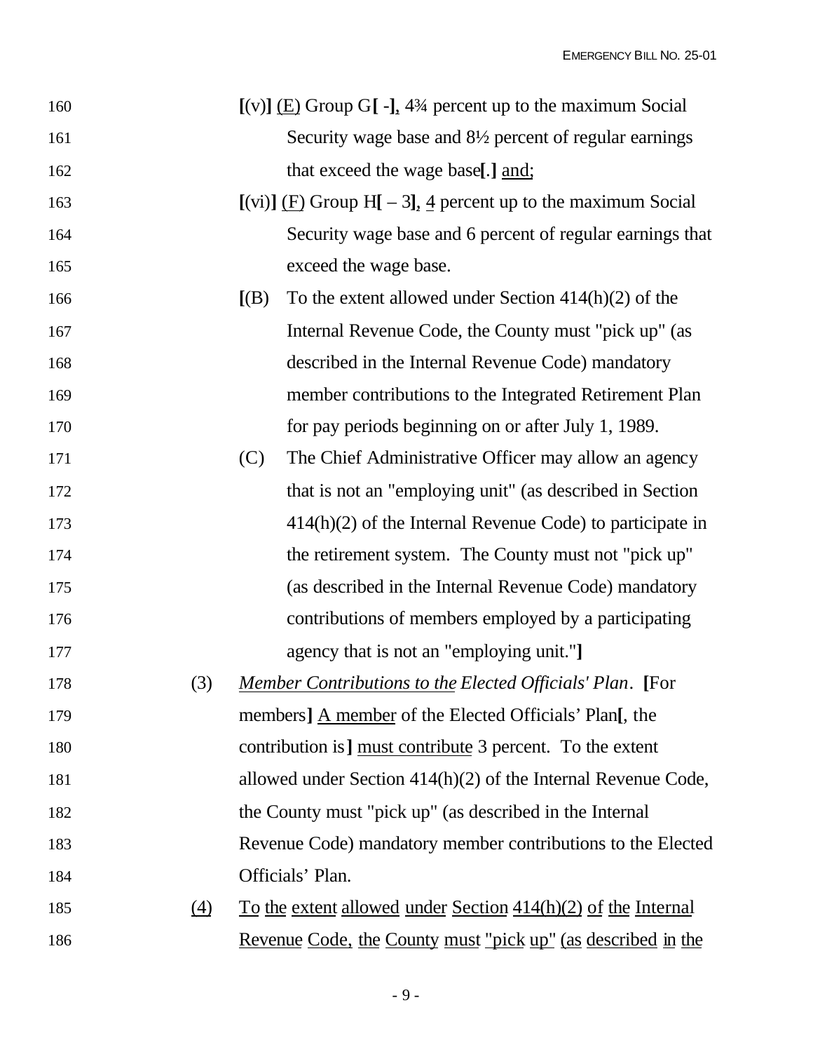[(v)] <u>(E)</u> Group G[ -]<u>,</u> 4¾ percent up to the maximum Social Security wage base and 8½ percent of regular earnings that exceed the wage base[.] <u>and;</u>

[(vi)] <u>(F)</u> Group H[ – 3]<u>,</u> <u>4</u> percent up to the maximum Social Security wage base and 6 percent of regular earnings that exceed the wage base.

[(B) To the extent allowed under Section 414(h)(2) of the Internal Revenue Code, the County must "pick up" (as described in the Internal Revenue Code) mandatory member contributions to the Integrated Retirement Plan for pay periods beginning on or after July 1, 1989.

(C) The Chief Administrative Officer may allow an agency that is not an "employing unit" (as described in Section 414(h)(2) of the Internal Revenue Code) to participate in the retirement system. The County must not "pick up" (as described in the Internal Revenue Code) mandatory contributions of members employed by a participating agency that is not an "employing unit."]

(3) *<u>Member Contributions to the</u> Elected Officials' Plan*. [For members] <u>A member</u> of the Elected Officials' Plan[, the contribution is] <u>must contribute</u> 3 percent. To the extent allowed under Section 414(h)(2) of the Internal Revenue Code, the County must "pick up" (as described in the Internal Revenue Code) mandatory member contributions to the Elected Officials' Plan.

<u>(4)</u> <u>To the extent allowed under Section 414(h)(2) of the Internal Revenue Code, the County must "pick up" (as described in the</u>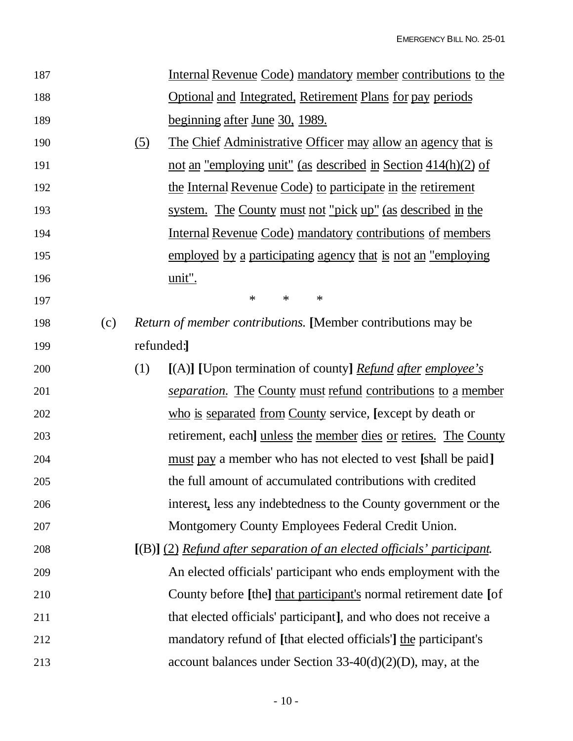Internal Revenue Code) mandatory member contributions to the Optional and Integrated, Retirement Plans for pay periods beginning after June 30, 1989.

(5) The Chief Administrative Officer may allow an agency that is not an "employing unit" (as described in Section 414(h)(2) of the Internal Revenue Code) to participate in the retirement system. The County must not "pick up" (as described in the Internal Revenue Code) mandatory contributions of members employed by a participating agency that is not an "employing unit".

\* \* \*

(c) *Return of member contributions.* **[**Member contributions may be refunded:**]**

(1) **[**(A)**]** **[**Upon termination of county**]** *Refund after employee's separation.* The County must refund contributions to a member who is separated from County service, **[**except by death or retirement, each**]** unless the member dies or retires. The County must pay a member who has not elected to vest **[**shall be paid**]** the full amount of accumulated contributions with credited interest, less any indebtedness to the County government or the Montgomery County Employees Federal Credit Union.

**[**(B)**]** (2) *Refund after separation of an elected officials' participant.* An elected officials' participant who ends employment with the County before **[**the**]** that participant's normal retirement date **[**of that elected officials' participant**]**, and who does not receive a mandatory refund of **[**that elected officials'**]** the participant's account balances under Section 33-40(d)(2)(D), may, at the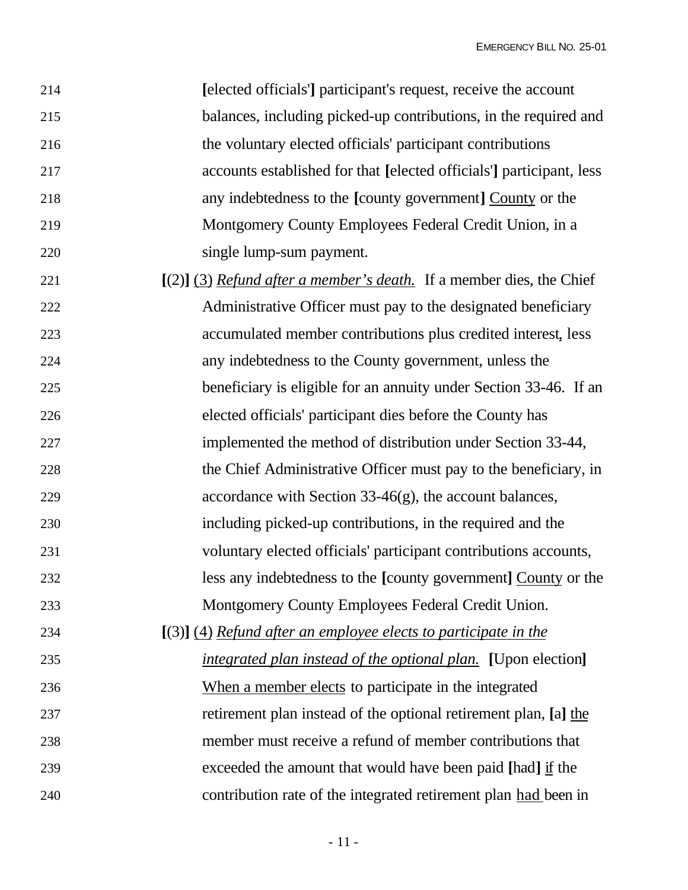214 **[**elected officials'**]** participant's request, receive the account
215 balances, including picked-up contributions, in the required and
216 the voluntary elected officials' participant contributions
217 accounts established for that **[**elected officials'**]** participant, less
218 any indebtedness to the **[**county government**]** <u>County</u> or the
219 Montgomery County Employees Federal Credit Union, in a
220 single lump-sum payment.

221 **[**(2)**]** <u>(3)</u> <u>*Refund after a member's death.*</u> If a member dies, the Chief
222 Administrative Officer must pay to the designated beneficiary
223 accumulated member contributions plus credited interest, less
224 any indebtedness to the County government, unless the
225 beneficiary is eligible for an annuity under Section 33-46. If an
226 elected officials' participant dies before the County has
227 implemented the method of distribution under Section 33-44,
228 the Chief Administrative Officer must pay to the beneficiary, in
229 accordance with Section 33-46(g), the account balances,
230 including picked-up contributions, in the required and the
231 voluntary elected officials' participant contributions accounts,
232 less any indebtedness to the **[**county government**]** <u>County</u> or the
233 Montgomery County Employees Federal Credit Union.

234 **[**(3)**]** <u>(4)</u> <u>*Refund after an employee elects to participate in the*</u>
235 <u>*integrated plan instead of the optional plan.*</u> **[**Upon election**]**
236 <u>When a member elects</u> to participate in the integrated
237 retirement plan instead of the optional retirement plan, **[**a**]** <u>the</u>
238 member must receive a refund of member contributions that
239 exceeded the amount that would have been paid **[**had**]** <u>if</u> the
240 contribution rate of the integrated retirement plan <u>had</u> been in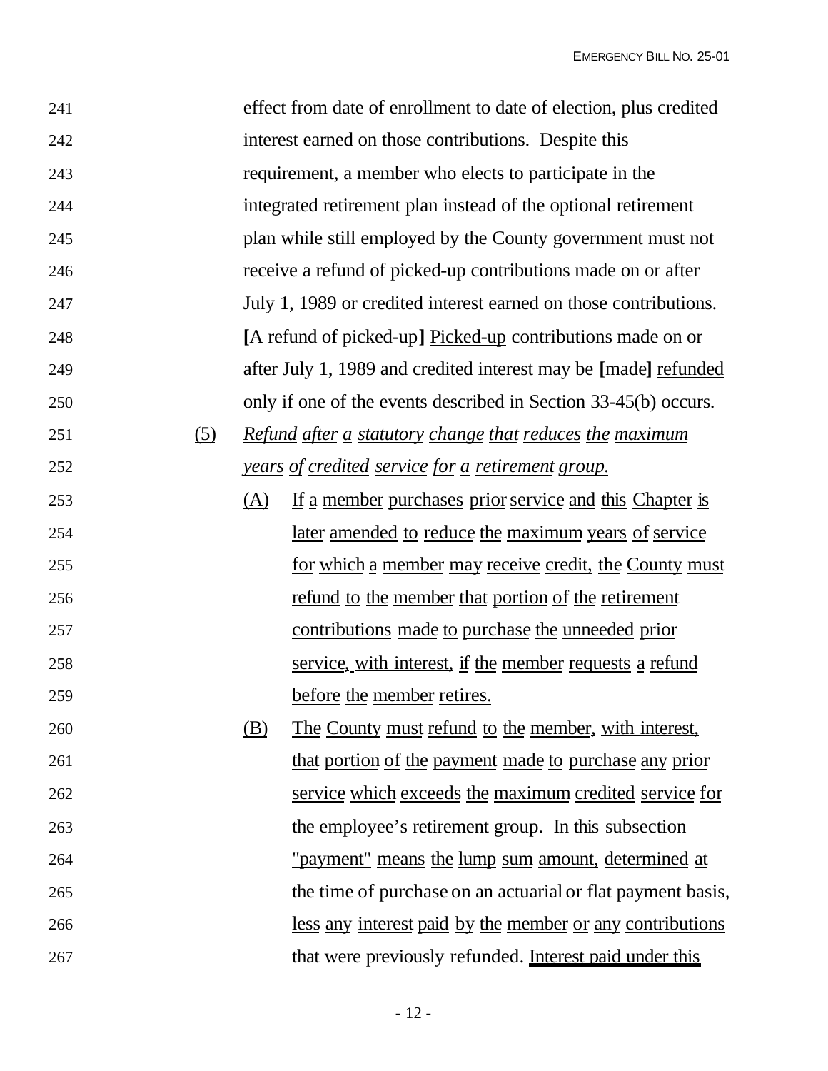effect from date of enrollment to date of election, plus credited interest earned on those contributions. Despite this requirement, a member who elects to participate in the integrated retirement plan instead of the optional retirement plan while still employed by the County government must not receive a refund of picked-up contributions made on or after July 1, 1989 or credited interest earned on those contributions. **[**A refund of picked-up**]** Picked-up contributions made on or after July 1, 1989 and credited interest may be **[**made**]** refunded only if one of the events described in Section 33-45(b) occurs.

(5) *Refund after a statutory change that reduces the maximum years of credited service for a retirement group.*

(A) If a member purchases prior service and this Chapter is later amended to reduce the maximum years of service for which a member may receive credit, the County must refund to the member that portion of the retirement contributions made to purchase the unneeded prior service, with interest, if the member requests a refund before the member retires.

(B) The County must refund to the member, with interest, that portion of the payment made to purchase any prior service which exceeds the maximum credited service for the employee's retirement group. In this subsection "payment" means the lump sum amount, determined at the time of purchase on an actuarial or flat payment basis, less any interest paid by the member or any contributions that were previously refunded. Interest paid under this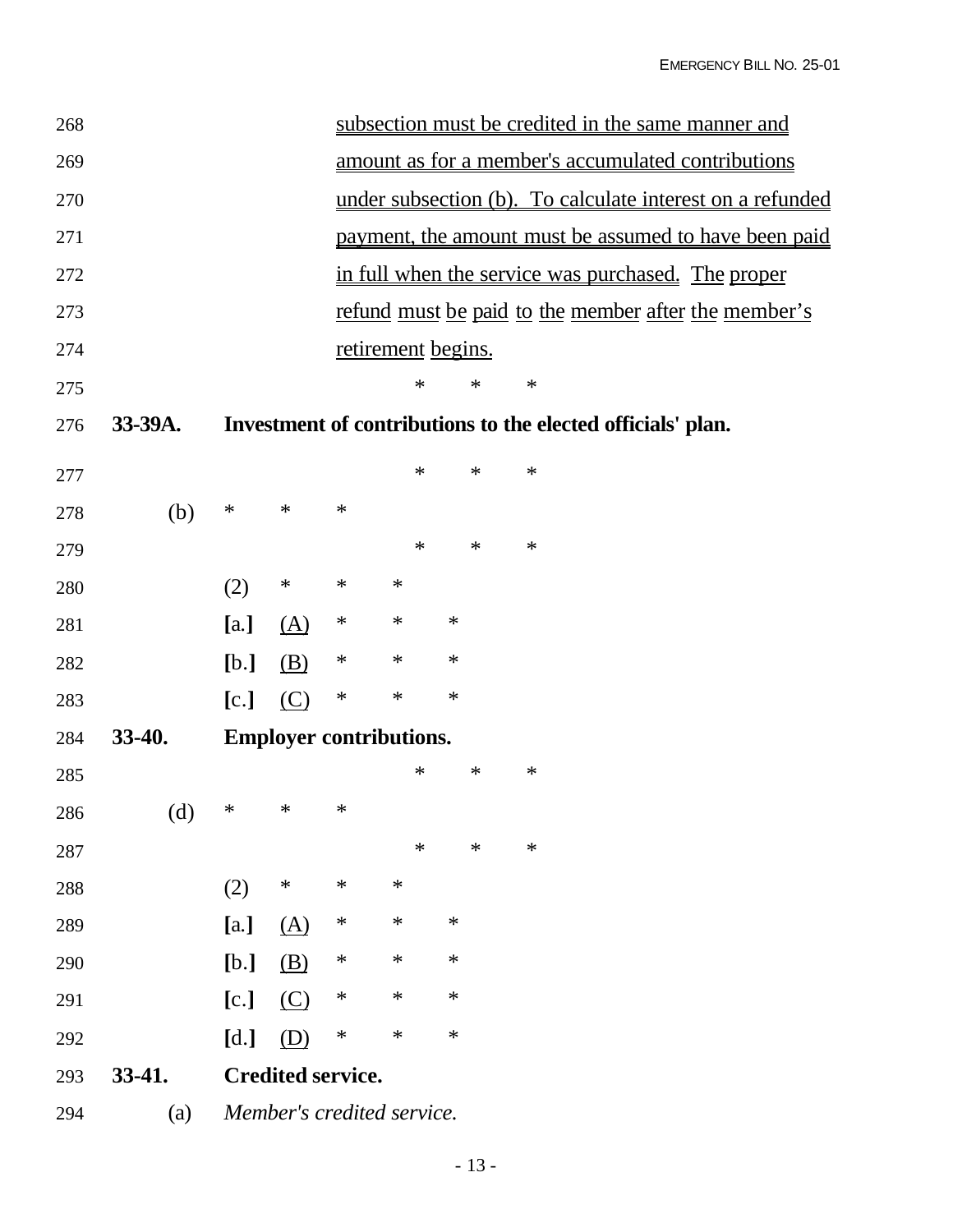subsection must be credited in the same manner and amount as for a member's accumulated contributions under subsection (b). To calculate interest on a refunded payment, the amount must be assumed to have been paid in full when the service was purchased. The proper refund must be paid to the member after the member's retirement begins.

\* \* \*

**33-39A. Investment of contributions to the elected officials' plan.**

\* \* \*

(b) \* \* \*

\* \* \*

(2) \* \* \*

**[**a.**]** (A) \* \* \*

**[**b.**]** (B) \* \* \*

**[**c.**]** (C) \* \* \*

**33-40. Employer contributions.**

\* \* \*

(d) \* \* \*

\* \* \*

(2) \* \* \*

**[**a.**]** (A) \* \* \*

**[**b.**]** (B) \* \* \*

**[**c.**]** (C) \* \* \*

**[**d.**]** (D) \* \* \*

**33-41. Credited service.**

(a) *Member's credited service.*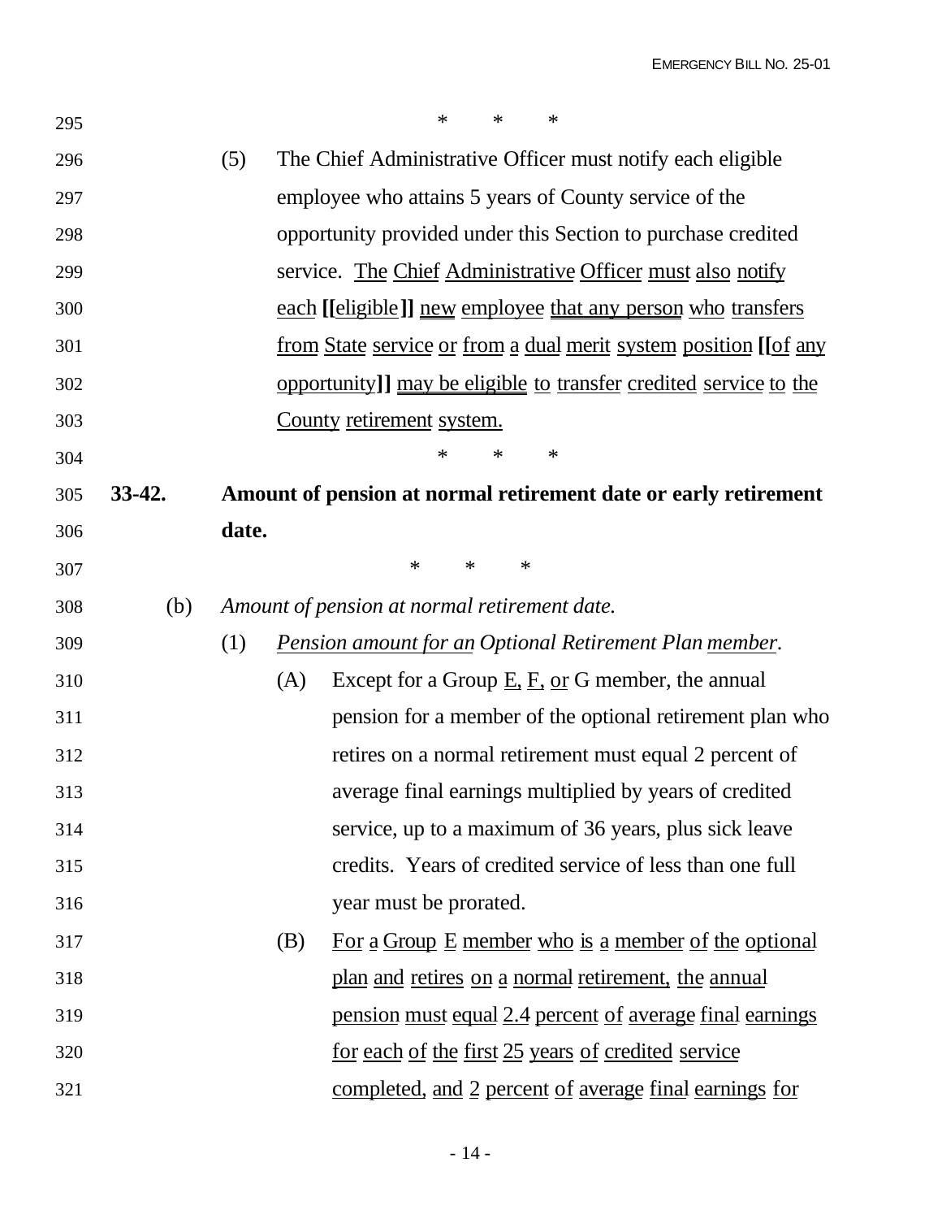\*   \*   \*

(5) The Chief Administrative Officer must notify each eligible employee who attains 5 years of County service of the opportunity provided under this Section to purchase credited service. <u>The Chief Administrative Officer must also notify each</u> **[[**<u>eligible</u>**]]** <u>new employee that any person who transfers from State service or from a dual merit system position</u> **[[**<u>of any opportunity</u>**]]** <u>may be eligible to transfer credited service to the County retirement system.</u>

\*   \*   \*

**33-42. Amount of pension at normal retirement date or early retirement date.**

\*   \*   \*

(b) *Amount of pension at normal retirement date.*

(1) *<u>Pension amount for an</u> Optional Retirement Plan <u>member</u>.*

(A) Except for a Group <u>E, F, or</u> G member, the annual pension for a member of the optional retirement plan who retires on a normal retirement must equal 2 percent of average final earnings multiplied by years of credited service, up to a maximum of 36 years, plus sick leave credits. Years of credited service of less than one full year must be prorated.

(B) <u>For a Group E member who is a member of the optional plan and retires on a normal retirement, the annual pension must equal 2.4 percent of average final earnings for each of the first 25 years of credited service completed, and 2 percent of average final earnings for</u>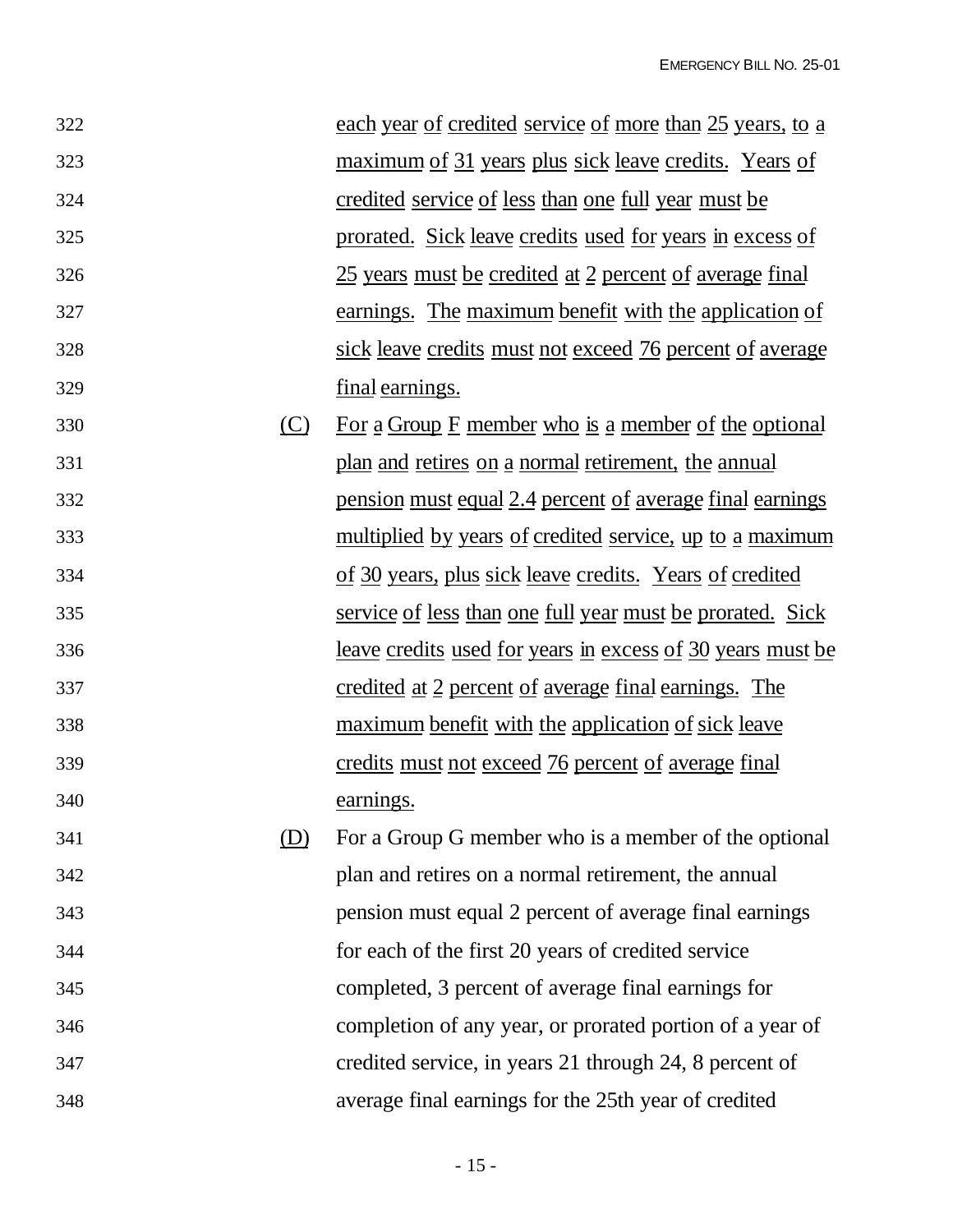each year of credited service of more than 25 years, to a maximum of 31 years plus sick leave credits. Years of credited service of less than one full year must be prorated. Sick leave credits used for years in excess of 25 years must be credited at 2 percent of average final earnings. The maximum benefit with the application of sick leave credits must not exceed 76 percent of average final earnings.

(C) For a Group F member who is a member of the optional plan and retires on a normal retirement, the annual pension must equal 2.4 percent of average final earnings multiplied by years of credited service, up to a maximum of 30 years, plus sick leave credits. Years of credited service of less than one full year must be prorated. Sick leave credits used for years in excess of 30 years must be credited at 2 percent of average final earnings. The maximum benefit with the application of sick leave credits must not exceed 76 percent of average final earnings.

(D) For a Group G member who is a member of the optional plan and retires on a normal retirement, the annual pension must equal 2 percent of average final earnings for each of the first 20 years of credited service completed, 3 percent of average final earnings for completion of any year, or prorated portion of a year of credited service, in years 21 through 24, 8 percent of average final earnings for the 25th year of credited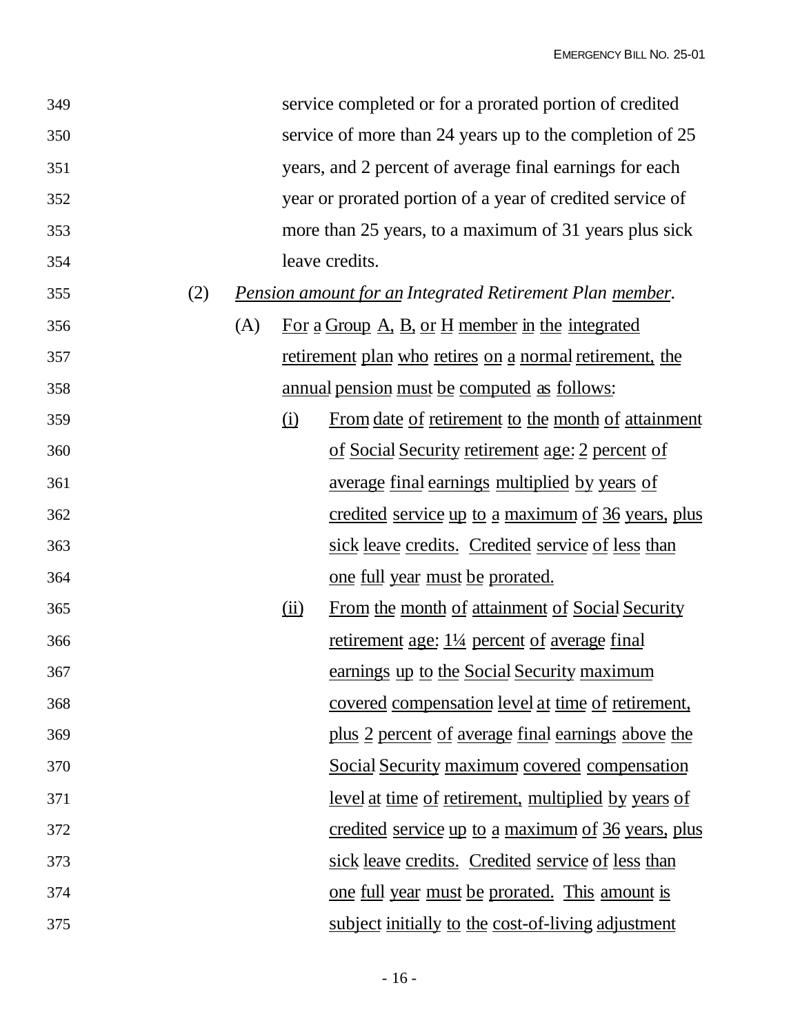service completed or for a prorated portion of credited service of more than 24 years up to the completion of 25 years, and 2 percent of average final earnings for each year or prorated portion of a year of credited service of more than 25 years, to a maximum of 31 years plus sick leave credits.

(2) *Pension amount for an Integrated Retirement Plan member.*

(A) For a Group A, B, or H member in the integrated retirement plan who retires on a normal retirement, the annual pension must be computed as follows:

(i) From date of retirement to the month of attainment of Social Security retirement age: 2 percent of average final earnings multiplied by years of credited service up to a maximum of 36 years, plus sick leave credits. Credited service of less than one full year must be prorated.

(ii) From the month of attainment of Social Security retirement age: 1¼ percent of average final earnings up to the Social Security maximum covered compensation level at time of retirement, plus 2 percent of average final earnings above the Social Security maximum covered compensation level at time of retirement, multiplied by years of credited service up to a maximum of 36 years, plus sick leave credits. Credited service of less than one full year must be prorated. This amount is subject initially to the cost-of-living adjustment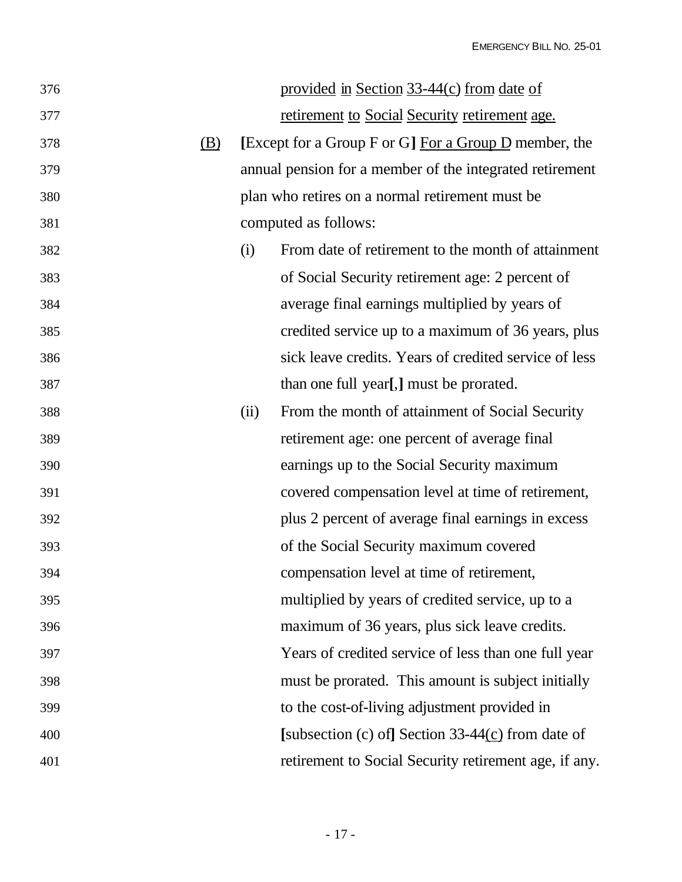provided in Section 33-44(c) from date of retirement to Social Security retirement age.

(B) [Except for a Group F or G] For a Group D member, the annual pension for a member of the integrated retirement plan who retires on a normal retirement must be computed as follows:

(i) From date of retirement to the month of attainment of Social Security retirement age: 2 percent of average final earnings multiplied by years of credited service up to a maximum of 36 years, plus sick leave credits. Years of credited service of less than one full year[,] must be prorated.

(ii) From the month of attainment of Social Security retirement age: one percent of average final earnings up to the Social Security maximum covered compensation level at time of retirement, plus 2 percent of average final earnings in excess of the Social Security maximum covered compensation level at time of retirement, multiplied by years of credited service, up to a maximum of 36 years, plus sick leave credits. Years of credited service of less than one full year must be prorated. This amount is subject initially to the cost-of-living adjustment provided in [subsection (c) of] Section 33-44(c) from date of retirement to Social Security retirement age, if any.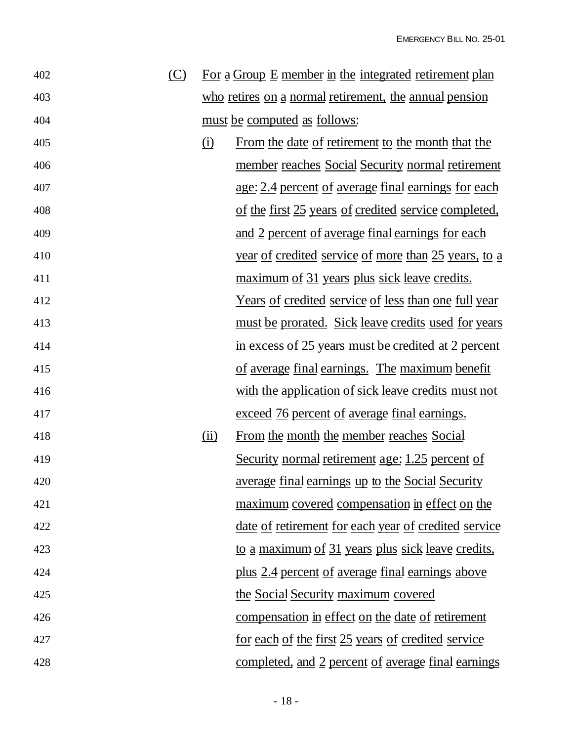(C) For a Group E member in the integrated retirement plan who retires on a normal retirement, the annual pension must be computed as follows:

(i) From the date of retirement to the month that the member reaches Social Security normal retirement age: 2.4 percent of average final earnings for each of the first 25 years of credited service completed, and 2 percent of average final earnings for each year of credited service of more than 25 years, to a maximum of 31 years plus sick leave credits. Years of credited service of less than one full year must be prorated. Sick leave credits used for years in excess of 25 years must be credited at 2 percent of average final earnings. The maximum benefit with the application of sick leave credits must not exceed 76 percent of average final earnings.

(ii) From the month the member reaches Social Security normal retirement age: 1.25 percent of average final earnings up to the Social Security maximum covered compensation in effect on the date of retirement for each year of credited service to a maximum of 31 years plus sick leave credits, plus 2.4 percent of average final earnings above the Social Security maximum covered compensation in effect on the date of retirement for each of the first 25 years of credited service completed, and 2 percent of average final earnings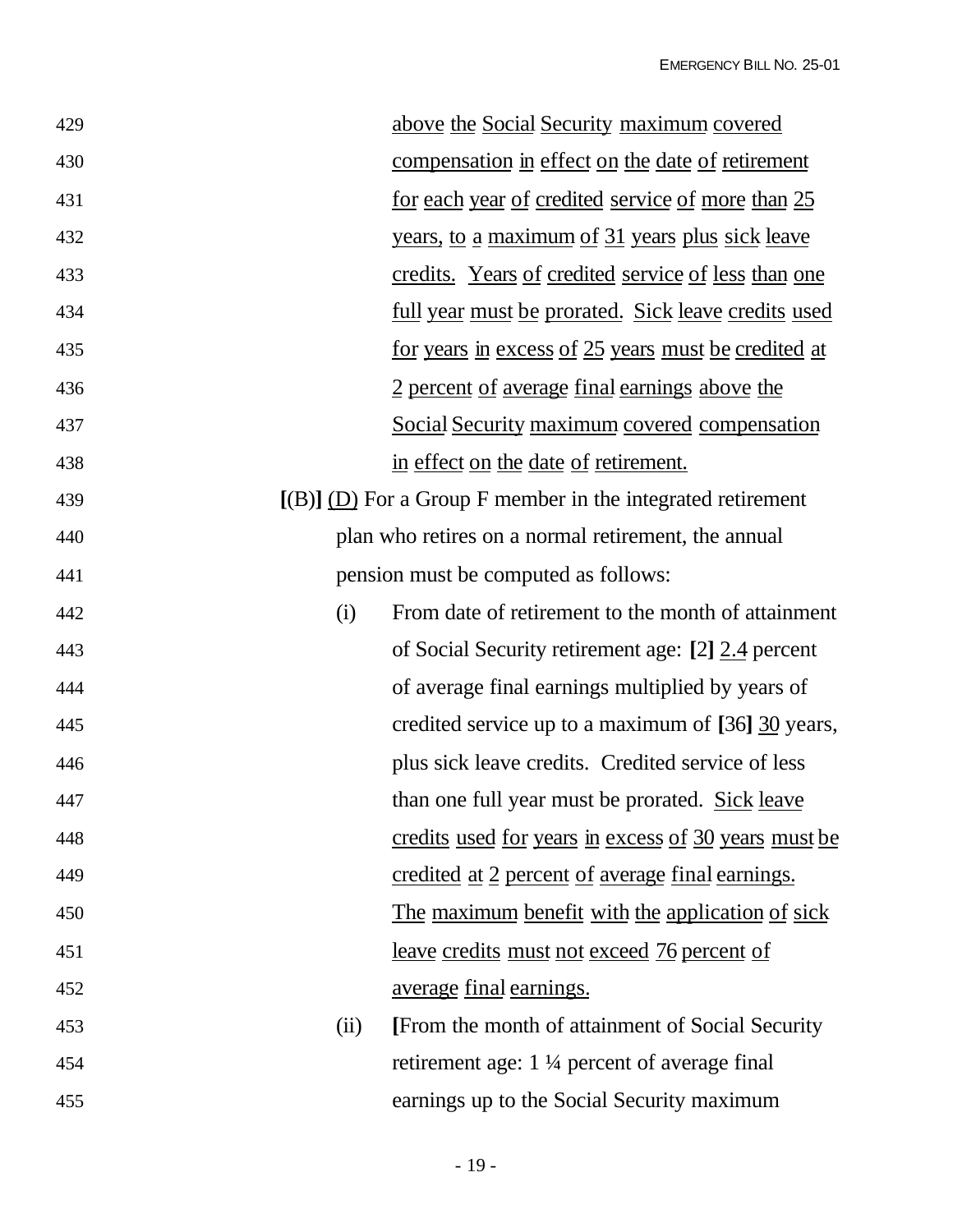above the Social Security maximum covered compensation in effect on the date of retirement for each year of credited service of more than 25 years, to a maximum of 31 years plus sick leave credits. Years of credited service of less than one full year must be prorated. Sick leave credits used for years in excess of 25 years must be credited at 2 percent of average final earnings above the Social Security maximum covered compensation in effect on the date of retirement.

[(B)] (D) For a Group F member in the integrated retirement plan who retires on a normal retirement, the annual pension must be computed as follows:

(i) From date of retirement to the month of attainment of Social Security retirement age: [2] 2.4 percent of average final earnings multiplied by years of credited service up to a maximum of [36] 30 years, plus sick leave credits. Credited service of less than one full year must be prorated. Sick leave credits used for years in excess of 30 years must be credited at 2 percent of average final earnings. The maximum benefit with the application of sick leave credits must not exceed 76 percent of average final earnings.

(ii) [From the month of attainment of Social Security retirement age: 1 ¼ percent of average final earnings up to the Social Security maximum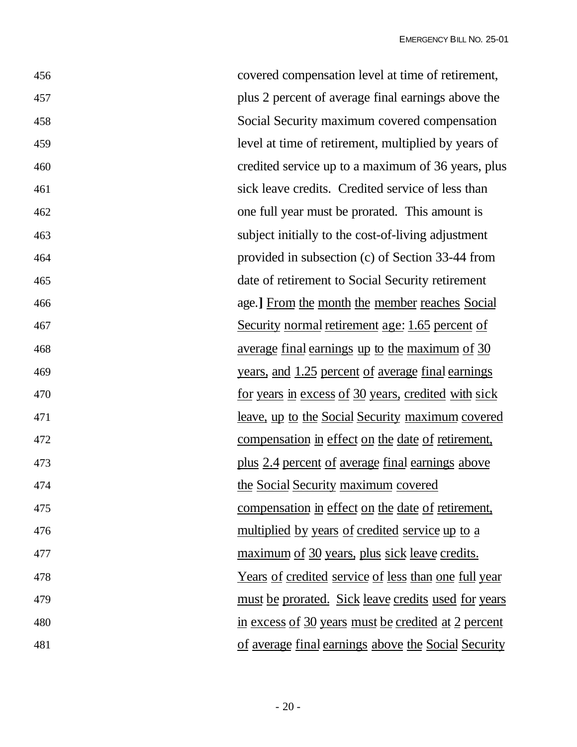covered compensation level at time of retirement, plus 2 percent of average final earnings above the Social Security maximum covered compensation level at time of retirement, multiplied by years of credited service up to a maximum of 36 years, plus sick leave credits. Credited service of less than one full year must be prorated. This amount is subject initially to the cost-of-living adjustment provided in subsection (c) of Section 33-44 from date of retirement to Social Security retirement age.] <u>From the month the member reaches Social Security normal retirement age: 1.65 percent of average final earnings up to the maximum of 30 years, and 1.25 percent of average final earnings for years in excess of 30 years, credited with sick leave, up to the Social Security maximum covered compensation in effect on the date of retirement, plus 2.4 percent of average final earnings above the Social Security maximum covered compensation in effect on the date of retirement, multiplied by years of credited service up to a maximum of 30 years, plus sick leave credits. Years of credited service of less than one full year must be prorated. Sick leave credits used for years in excess of 30 years must be credited at 2 percent of average final earnings above the Social Security</u>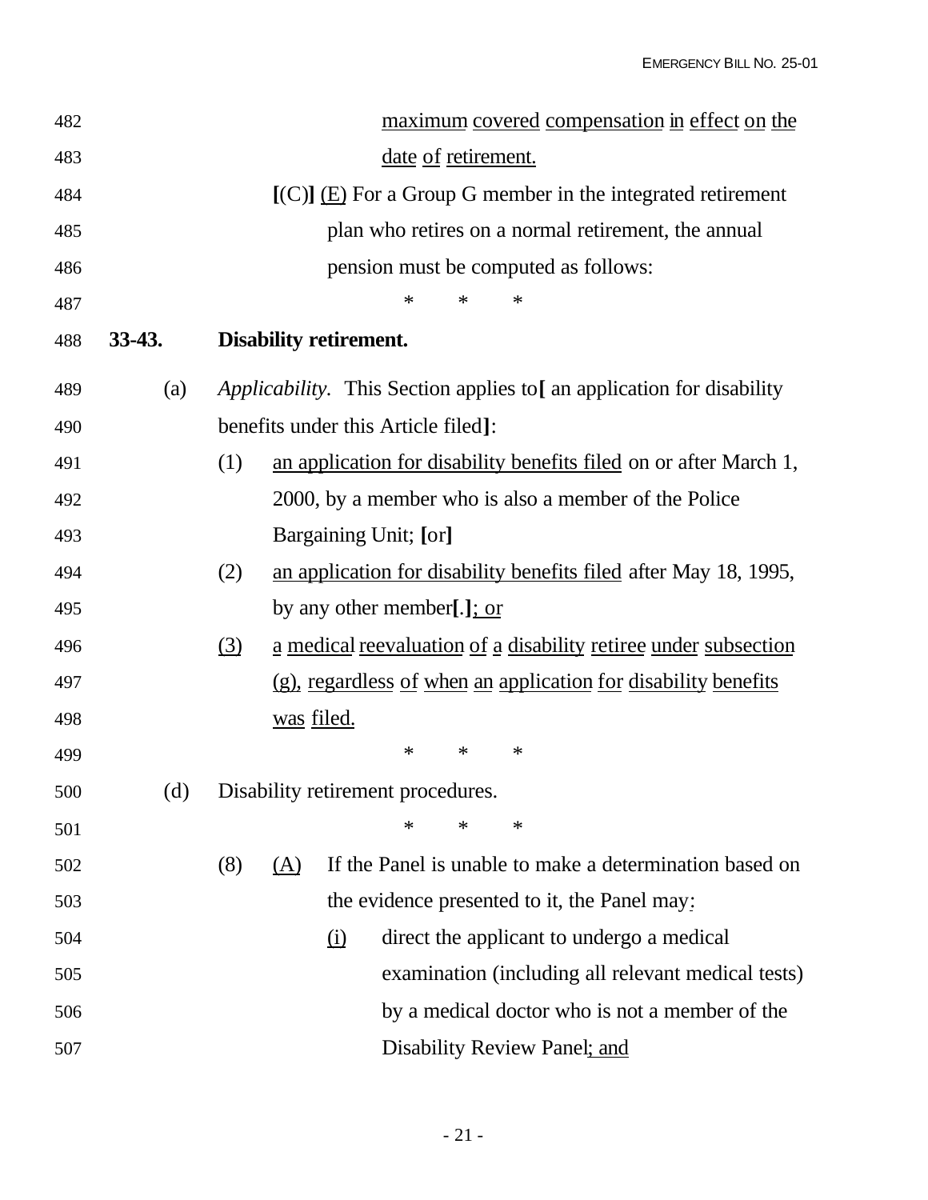maximum covered compensation in effect on the date of retirement.

[(C)] (E) For a Group G member in the integrated retirement plan who retires on a normal retirement, the annual pension must be computed as follows:

\*　\*　\*

**33-43. Disability retirement.**

(a) *Applicability.* This Section applies to[ an application for disability benefits under this Article filed]:

(1) an application for disability benefits filed on or after March 1, 2000, by a member who is also a member of the Police Bargaining Unit; [or]

(2) an application for disability benefits filed after May 18, 1995, by any other member[.]; or

(3) a medical reevaluation of a disability retiree under subsection (g), regardless of when an application for disability benefits was filed.

\*　\*　\*

(d) Disability retirement procedures.

\*　\*　\*

(8) (A) If the Panel is unable to make a determination based on the evidence presented to it, the Panel may:

(i) direct the applicant to undergo a medical examination (including all relevant medical tests) by a medical doctor who is not a member of the Disability Review Panel; and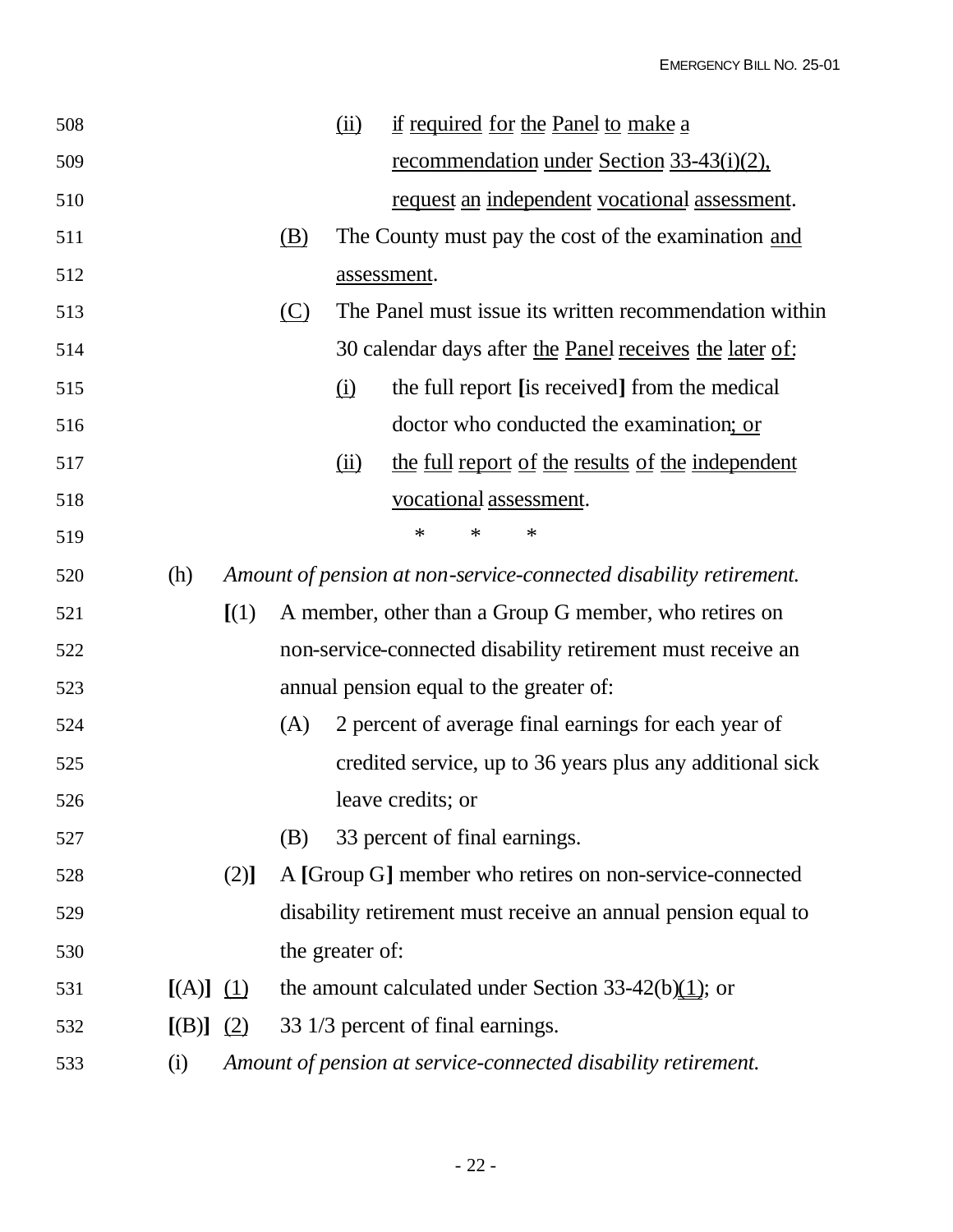(ii) if required for the Panel to make a recommendation under Section 33-43(i)(2), request an independent vocational assessment.

(B) The County must pay the cost of the examination and assessment.

(C) The Panel must issue its written recommendation within 30 calendar days after the Panel receives the later of:

(i) the full report [is received] from the medical doctor who conducted the examination; or

(ii) the full report of the results of the independent vocational assessment.

\*  \*  \*

(h) *Amount of pension at non-service-connected disability retirement.*

[(1) A member, other than a Group G member, who retires on non-service-connected disability retirement must receive an annual pension equal to the greater of:

(A) 2 percent of average final earnings for each year of credited service, up to 36 years plus any additional sick leave credits; or

(B) 33 percent of final earnings.

(2)] A [Group G] member who retires on non-service-connected disability retirement must receive an annual pension equal to the greater of:

[(A)] (1) the amount calculated under Section 33-42(b)(1); or

[(B)] (2) 33 1/3 percent of final earnings.

(i) *Amount of pension at service-connected disability retirement.*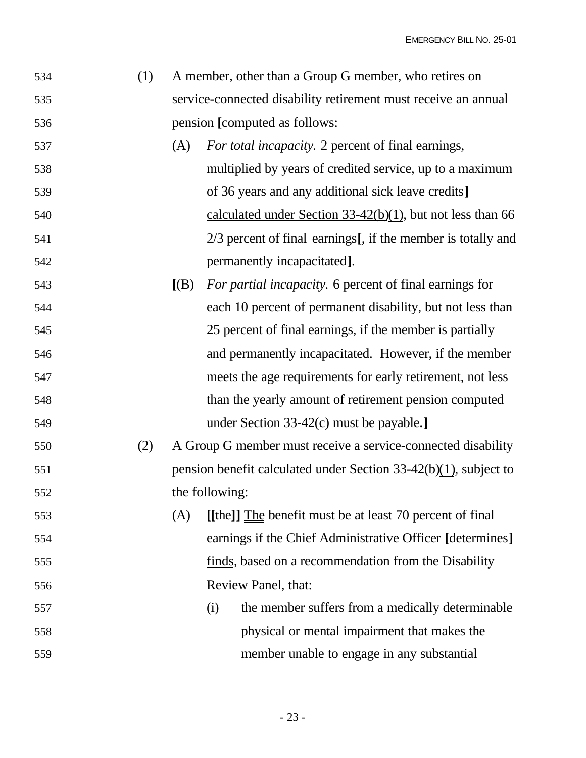534 (1) A member, other than a Group G member, who retires on
535 service-connected disability retirement must receive an annual
536 pension **[**computed as follows:

537 (A) *For total incapacity.* 2 percent of final earnings,
538 multiplied by years of credited service, up to a maximum
539 of 36 years and any additional sick leave credits**]**
540 <u>calculated under Section 33-42(b)(1)</u>, but not less than 66
541 2/3 percent of final earnings**[**, if the member is totally and
542 permanently incapacitated**]**.

543 **[**(B) *For partial incapacity.* 6 percent of final earnings for
544 each 10 percent of permanent disability, but not less than
545 25 percent of final earnings, if the member is partially
546 and permanently incapacitated. However, if the member
547 meets the age requirements for early retirement, not less
548 than the yearly amount of retirement pension computed
549 under Section 33-42(c) must be payable.**]**

550 (2) A Group G member must receive a service-connected disability
551 pension benefit calculated under Section 33-42(b)<u>(1)</u>, subject to
552 the following:

553 (A) **[[**the**]]** <u>The</u> benefit must be at least 70 percent of final
554 earnings if the Chief Administrative Officer **[**determines**]**
555 <u>finds</u>, based on a recommendation from the Disability
556 Review Panel, that:

557 (i) the member suffers from a medically determinable
558 physical or mental impairment that makes the
559 member unable to engage in any substantial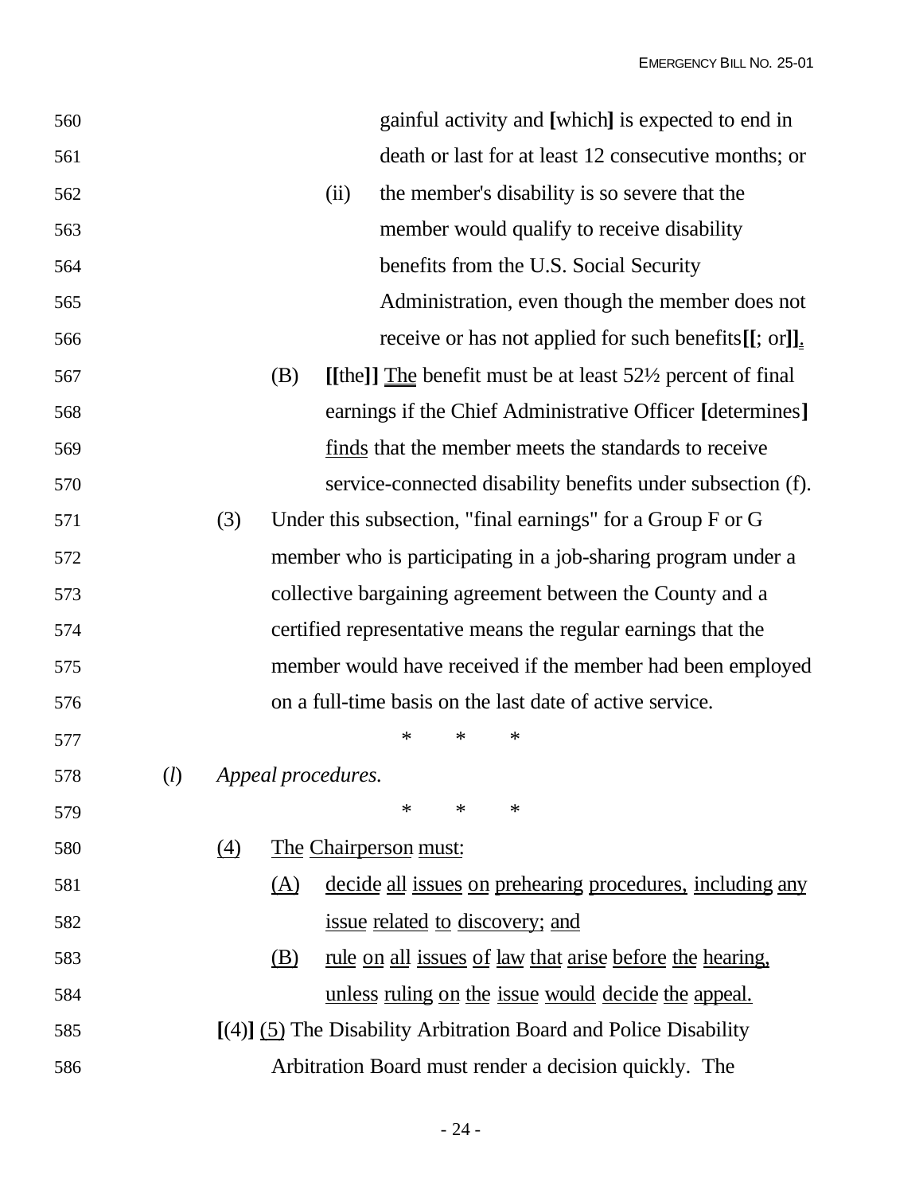gainful activity and [which] is expected to end in death or last for at least 12 consecutive months; or

(ii) the member's disability is so severe that the member would qualify to receive disability benefits from the U.S. Social Security Administration, even though the member does not receive or has not applied for such benefits[[; or]].

(B) [[the]] The benefit must be at least 52½ percent of final earnings if the Chief Administrative Officer [determines] finds that the member meets the standards to receive service-connected disability benefits under subsection (f).

(3) Under this subsection, "final earnings" for a Group F or G member who is participating in a job-sharing program under a collective bargaining agreement between the County and a certified representative means the regular earnings that the member would have received if the member had been employed on a full-time basis on the last date of active service.

\* \* \*

(*l*) *Appeal procedures.*

\* \* \*

(4) The Chairperson must:

(A) decide all issues on prehearing procedures, including any issue related to discovery; and

(B) rule on all issues of law that arise before the hearing, unless ruling on the issue would decide the appeal.

[(4)] (5) The Disability Arbitration Board and Police Disability Arbitration Board must render a decision quickly. The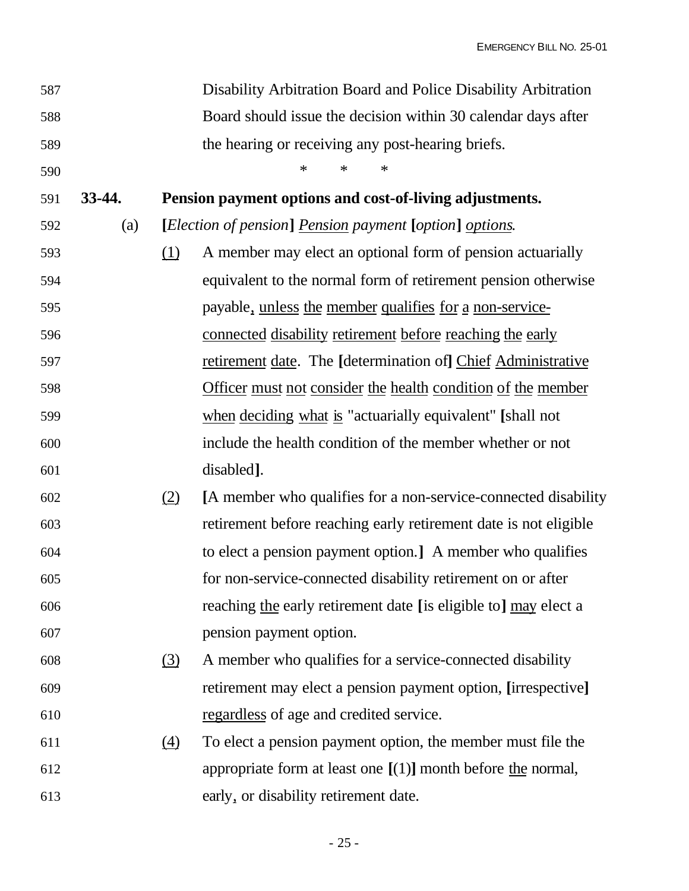Disability Arbitration Board and Police Disability Arbitration Board should issue the decision within 30 calendar days after the hearing or receiving any post-hearing briefs.

\*   \*   \*

**33-44. Pension payment options and cost-of-living adjustments.**

(a) **[***Election of pension***]** *Pension payment* **[***option***]** *options.*

(1) A member may elect an optional form of pension actuarially equivalent to the normal form of retirement pension otherwise payable, unless the member qualifies for a non-service-connected disability retirement before reaching the early retirement date. The **[**determination of**]** Chief Administrative Officer must not consider the health condition of the member when deciding what is "actuarially equivalent" **[**shall not include the health condition of the member whether or not disabled**]**.

(2) **[**A member who qualifies for a non-service-connected disability retirement before reaching early retirement date is not eligible to elect a pension payment option.**]** A member who qualifies for non-service-connected disability retirement on or after reaching the early retirement date **[**is eligible to**]** may elect a pension payment option.

(3) A member who qualifies for a service-connected disability retirement may elect a pension payment option, **[**irrespective**]** regardless of age and credited service.

(4) To elect a pension payment option, the member must file the appropriate form at least one **[**(1)**]** month before the normal, early, or disability retirement date.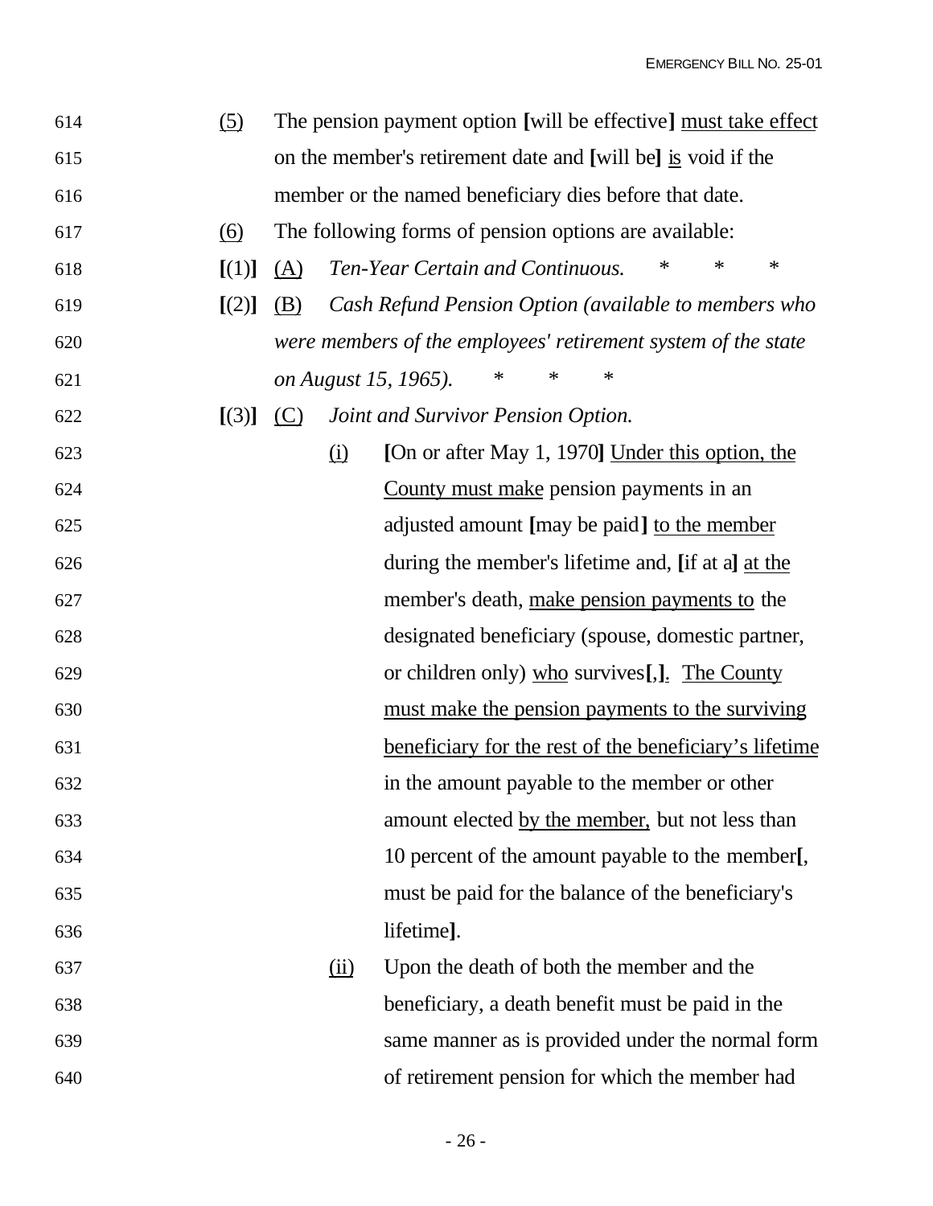614 (5) The pension payment option **[**will be effective**]** <u>must take effect</u>
615 on the member's retirement date and **[**will be**]** <u>is</u> void if the
616 member or the named beneficiary dies before that date.

617 (6) The following forms of pension options are available:

618 **[**(1)**]** <u>(A)</u> *Ten-Year Certain and Continuous.* * * *

619 **[**(2)**]** <u>(B)</u> *Cash Refund Pension Option (available to members who*
620 *were members of the employees' retirement system of the state*
621 *on August 15, 1965).* * * *

622 **[**(3)**]** <u>(C)</u> *Joint and Survivor Pension Option.*

623 <u>(i)</u> **[**On or after May 1, 1970**]** <u>Under this option, the</u>
624 <u>County must make</u> pension payments in an
625 adjusted amount **[**may be paid**]** <u>to the member</u>
626 during the member's lifetime and, **[**if at a**]** <u>at the</u>
627 member's death, <u>make pension payments to</u> the
628 designated beneficiary (spouse, domestic partner,
629 or children only) <u>who</u> survives**[**,**]**<u>.</u> <u>The County</u>
630 <u>must make the pension payments to the surviving</u>
631 <u>beneficiary for the rest of the beneficiary's lifetime</u>
632 in the amount payable to the member or other
633 amount elected <u>by the member,</u> but not less than
634 10 percent of the amount payable to the member**[**,
635 must be paid for the balance of the beneficiary's
636 lifetime**]**.

637 <u>(ii)</u> Upon the death of both the member and the
638 beneficiary, a death benefit must be paid in the
639 same manner as is provided under the normal form
640 of retirement pension for which the member had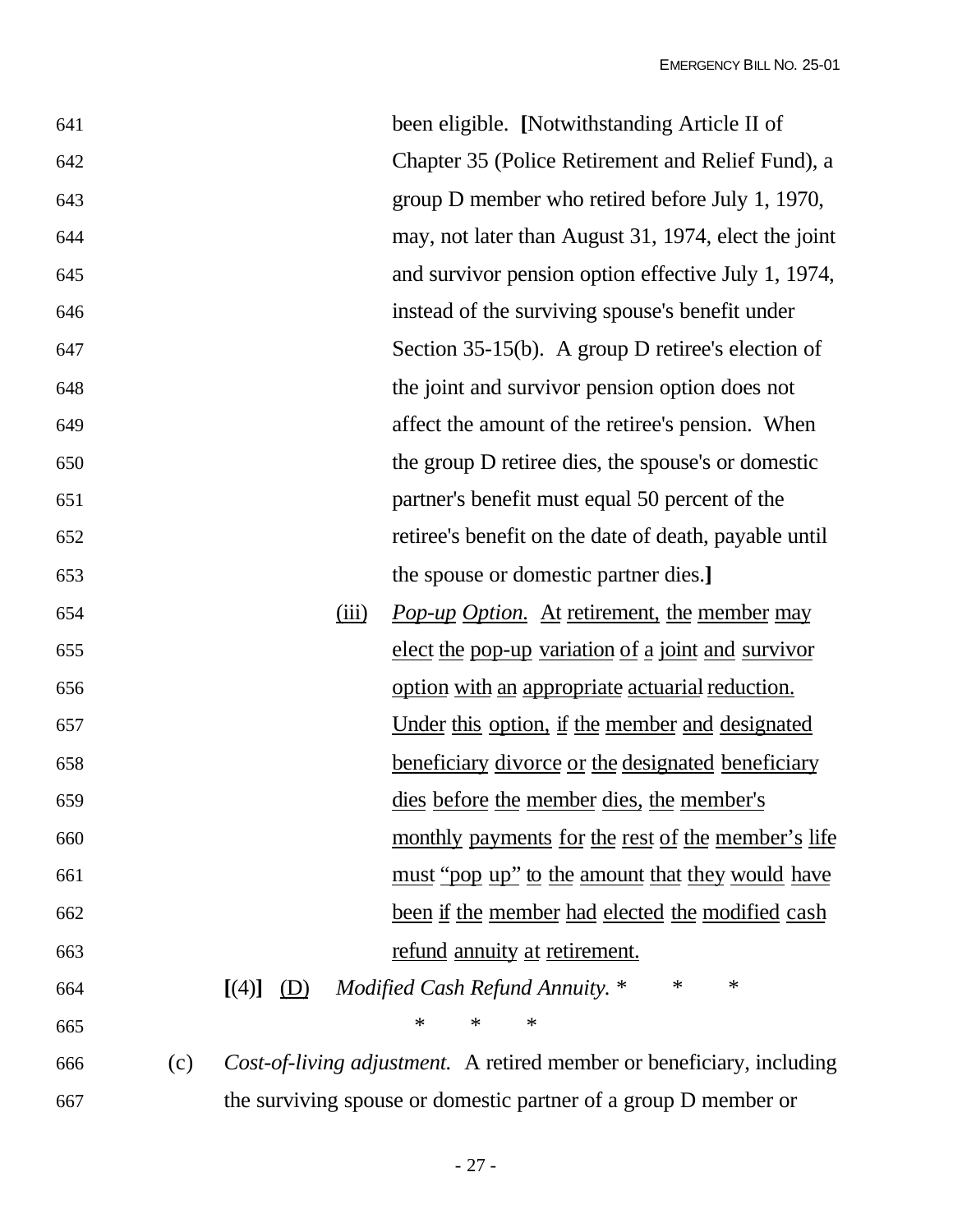been eligible. **[**Notwithstanding Article II of Chapter 35 (Police Retirement and Relief Fund), a group D member who retired before July 1, 1970, may, not later than August 31, 1974, elect the joint and survivor pension option effective July 1, 1974, instead of the surviving spouse's benefit under Section 35-15(b). A group D retiree's election of the joint and survivor pension option does not affect the amount of the retiree's pension. When the group D retiree dies, the spouse's or domestic partner's benefit must equal 50 percent of the retiree's benefit on the date of death, payable until the spouse or domestic partner dies.**]**

<u>(iii)</u> <u>*Pop-up Option.*</u> <u>At retirement, the member may elect the pop-up variation of a joint and survivor option with an appropriate actuarial reduction. Under this option, if the member and designated beneficiary divorce or the designated beneficiary dies before the member dies, the member's monthly payments for the rest of the member's life must "pop up" to the amount that they would have been if the member had elected the modified cash refund annuity at retirement.</u>

**[**(4)**]** <u>(D)</u> *Modified Cash Refund Annuity.* * * *

\* \* \*

(c) *Cost-of-living adjustment.* A retired member or beneficiary, including the surviving spouse or domestic partner of a group D member or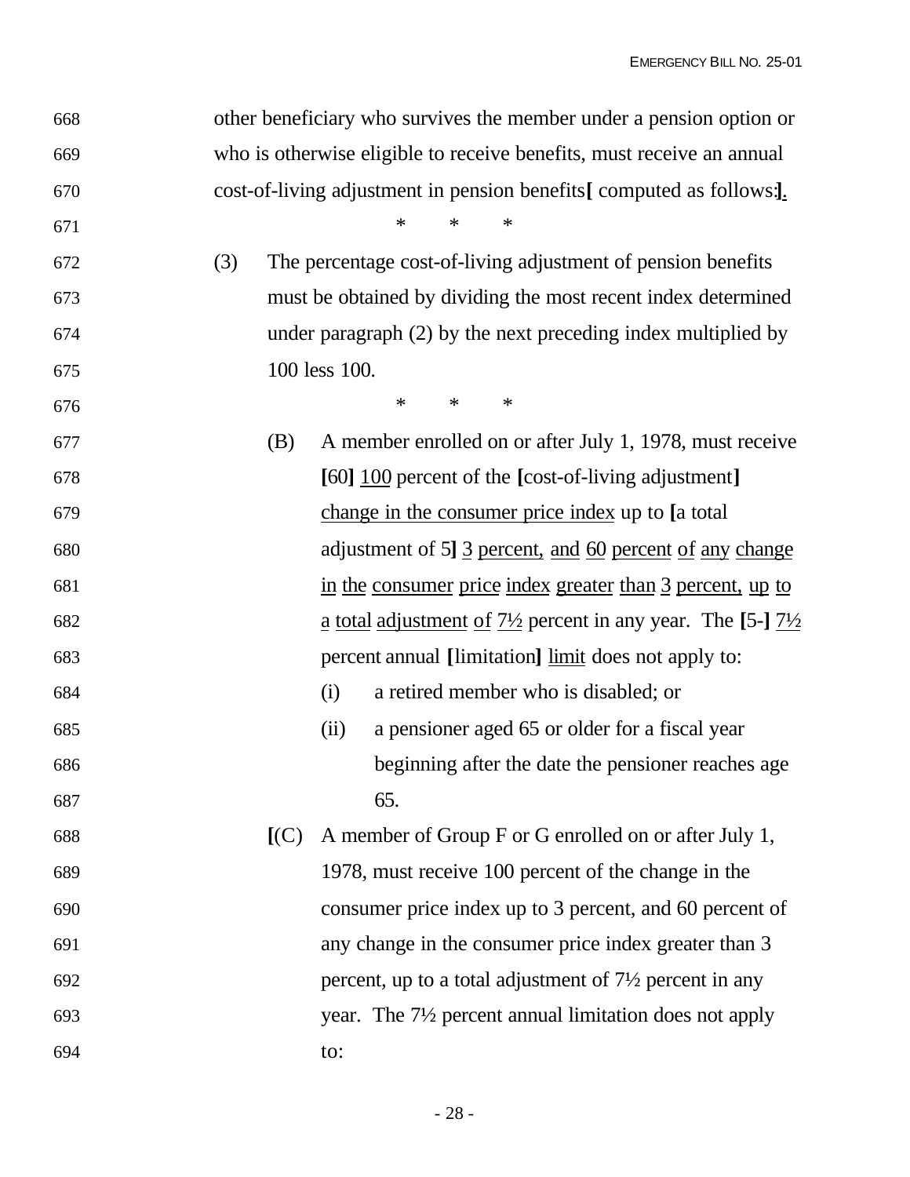other beneficiary who survives the member under a pension option or who is otherwise eligible to receive benefits, must receive an annual cost-of-living adjustment in pension benefits[ computed as follows:].

\* \* \*

(3) The percentage cost-of-living adjustment of pension benefits must be obtained by dividing the most recent index determined under paragraph (2) by the next preceding index multiplied by 100 less 100.

\* \* \*

(B) A member enrolled on or after July 1, 1978, must receive [60] 100 percent of the [cost-of-living adjustment] change in the consumer price index up to [a total adjustment of 5] 3 percent, and 60 percent of any change in the consumer price index greater than 3 percent, up to a total adjustment of 7½ percent in any year. The [5-] 7½ percent annual [limitation] limit does not apply to:

(i) a retired member who is disabled; or

(ii) a pensioner aged 65 or older for a fiscal year beginning after the date the pensioner reaches age 65.

[(C) A member of Group F or G enrolled on or after July 1, 1978, must receive 100 percent of the change in the consumer price index up to 3 percent, and 60 percent of any change in the consumer price index greater than 3 percent, up to a total adjustment of 7½ percent in any year. The 7½ percent annual limitation does not apply to: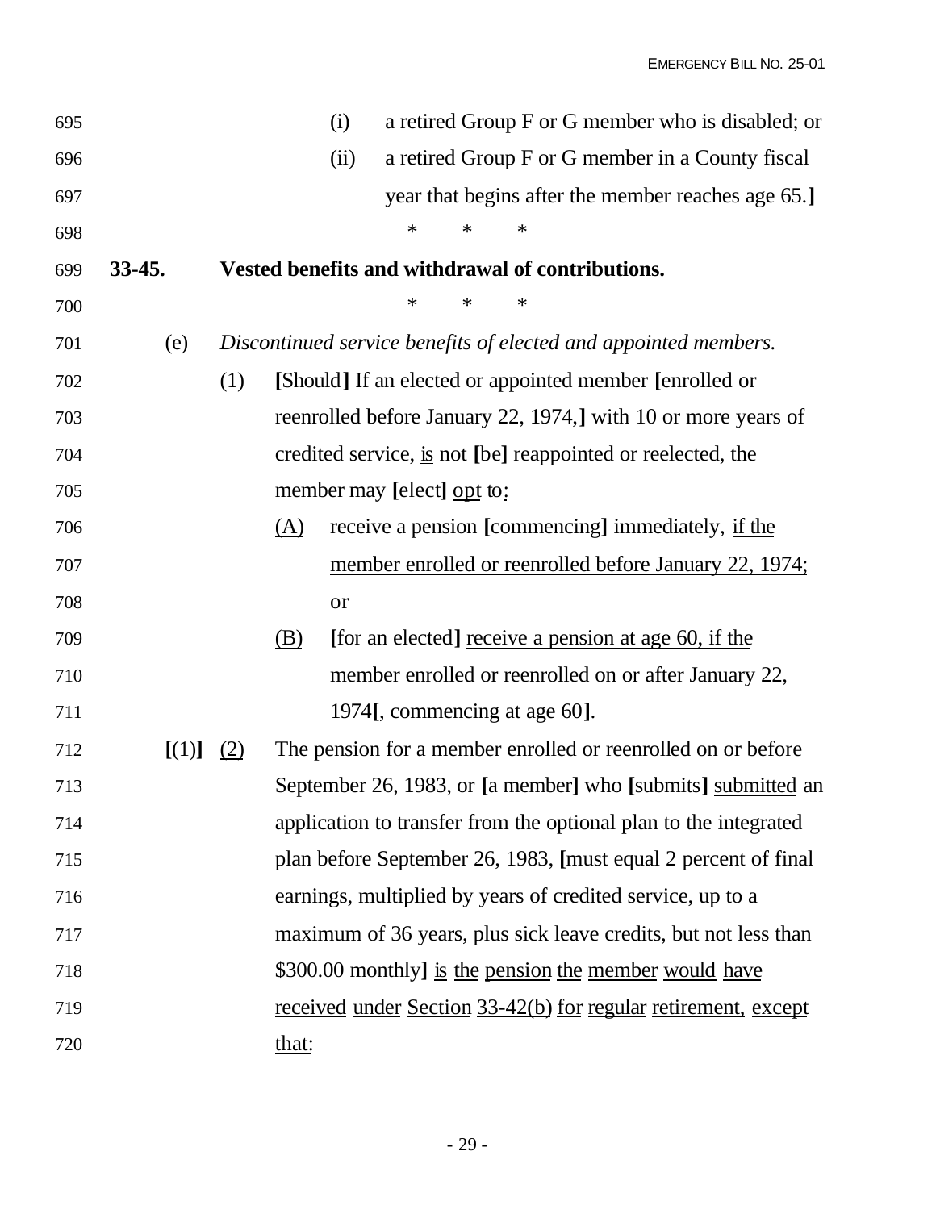(i) a retired Group F or G member who is disabled; or

(ii) a retired Group F or G member in a County fiscal year that begins after the member reaches age 65.]

\* \* \*

**33-45. Vested benefits and withdrawal of contributions.**

\* \* \*

(e) *Discontinued service benefits of elected and appointed members.*

(1) [Should] If an elected or appointed member [enrolled or reenrolled before January 22, 1974,] with 10 or more years of credited service, is not [be] reappointed or reelected, the member may [elect] opt to:

(A) receive a pension [commencing] immediately, if the member enrolled or reenrolled before January 22, 1974; or

(B) [for an elected] receive a pension at age 60, if the member enrolled or reenrolled on or after January 22, 1974[, commencing at age 60].

[(1)] (2) The pension for a member enrolled or reenrolled on or before September 26, 1983, or [a member] who [submits] submitted an application to transfer from the optional plan to the integrated plan before September 26, 1983, [must equal 2 percent of final earnings, multiplied by years of credited service, up to a maximum of 36 years, plus sick leave credits, but not less than \$300.00 monthly] is the pension the member would have received under Section 33-42(b) for regular retirement, except that: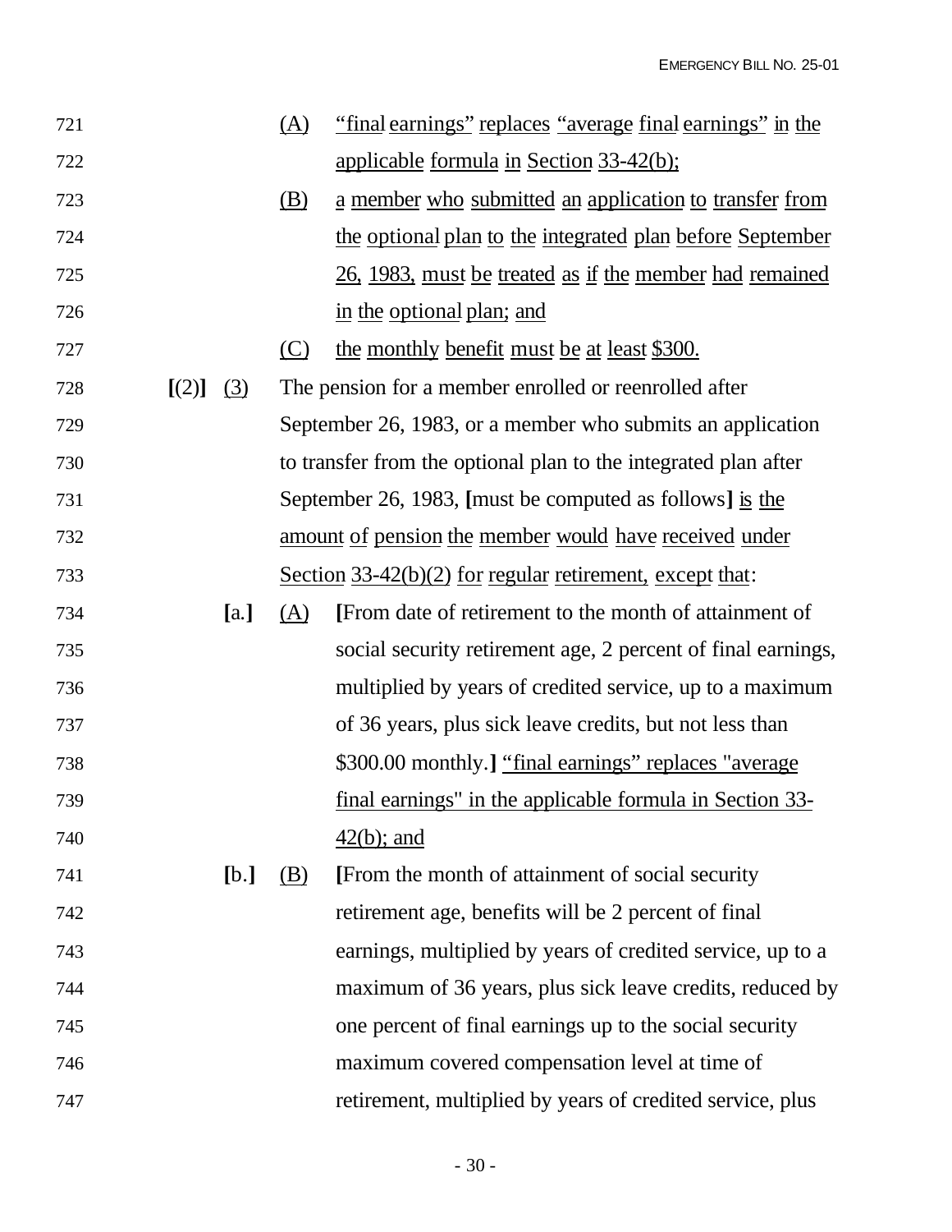721 (A) <u>"final earnings" replaces "average final earnings" in the</u>
722 <u>applicable formula in Section 33-42(b);</u>
723 (B) <u>a member who submitted an application to transfer from</u>
724 <u>the optional plan to the integrated plan before September</u>
725 <u>26, 1983, must be treated as if the member had remained</u>
726 <u>in the optional plan; and</u>
727 (C) <u>the monthly benefit must be at least $300.</u>

728 **[**(2)**]** <u>(3)</u> The pension for a member enrolled or reenrolled after
729 September 26, 1983, or a member who submits an application
730 to transfer from the optional plan to the integrated plan after
731 September 26, 1983, **[**must be computed as follows**]** <u>is the</u>
732 <u>amount of pension the member would have received under</u>
733 <u>Section 33-42(b)(2) for regular retirement, except that</u>:

734 **[**a.**]** <u>(A)</u> **[**From date of retirement to the month of attainment of
735 social security retirement age, 2 percent of final earnings,
736 multiplied by years of credited service, up to a maximum
737 of 36 years, plus sick leave credits, but not less than
738 $300.00 monthly.**]** <u>"final earnings" replaces "average</u>
739 <u>final earnings" in the applicable formula in Section 33-</u>
740 <u>42(b); and</u>

741 **[**b.**]** <u>(B)</u> **[**From the month of attainment of social security
742 retirement age, benefits will be 2 percent of final
743 earnings, multiplied by years of credited service, up to a
744 maximum of 36 years, plus sick leave credits, reduced by
745 one percent of final earnings up to the social security
746 maximum covered compensation level at time of
747 retirement, multiplied by years of credited service, plus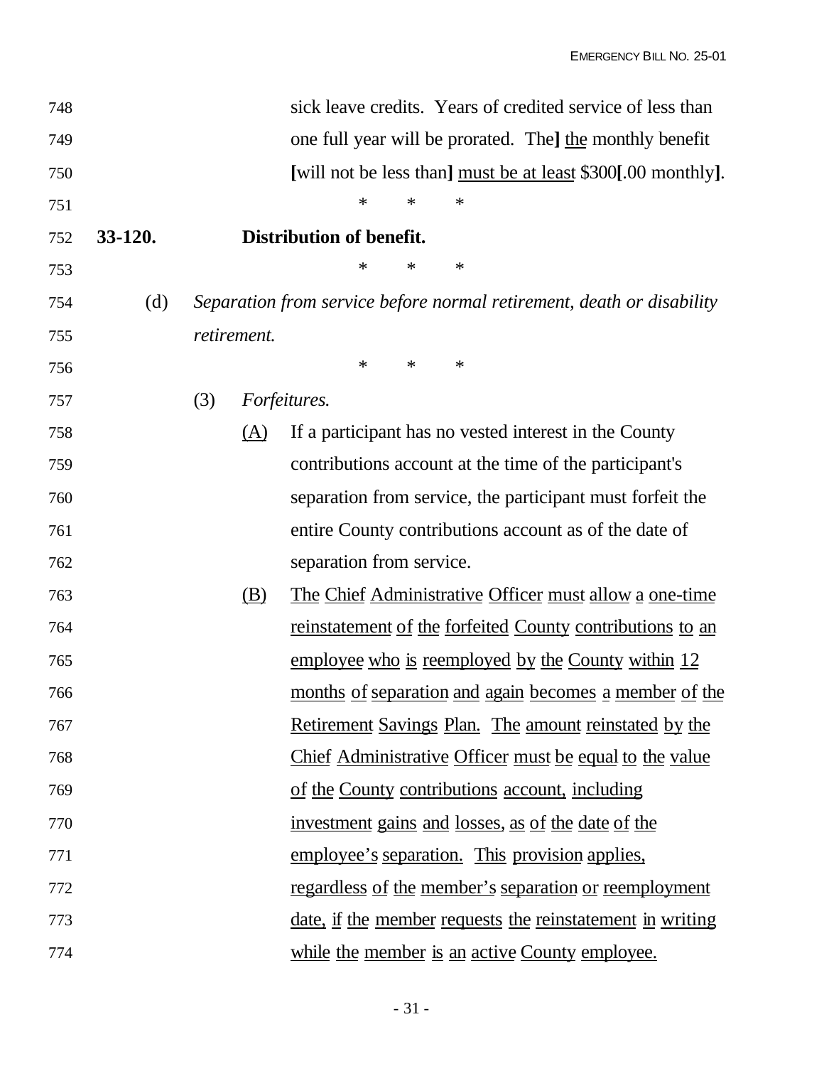sick leave credits. Years of credited service of less than one full year will be prorated. The] the monthly benefit [will not be less than] must be at least $300[.00 monthly].

\*   \*   \*

**33-120. Distribution of benefit.**

\*   \*   \*

(d) *Separation from service before normal retirement, death or disability retirement.*

\*   \*   \*

(3) *Forfeitures.*

(A) If a participant has no vested interest in the County contributions account at the time of the participant's separation from service, the participant must forfeit the entire County contributions account as of the date of separation from service.

(B) The Chief Administrative Officer must allow a one-time reinstatement of the forfeited County contributions to an employee who is reemployed by the County within 12 months of separation and again becomes a member of the Retirement Savings Plan. The amount reinstated by the Chief Administrative Officer must be equal to the value of the County contributions account, including investment gains and losses, as of the date of the employee's separation. This provision applies, regardless of the member's separation or reemployment date, if the member requests the reinstatement in writing while the member is an active County employee.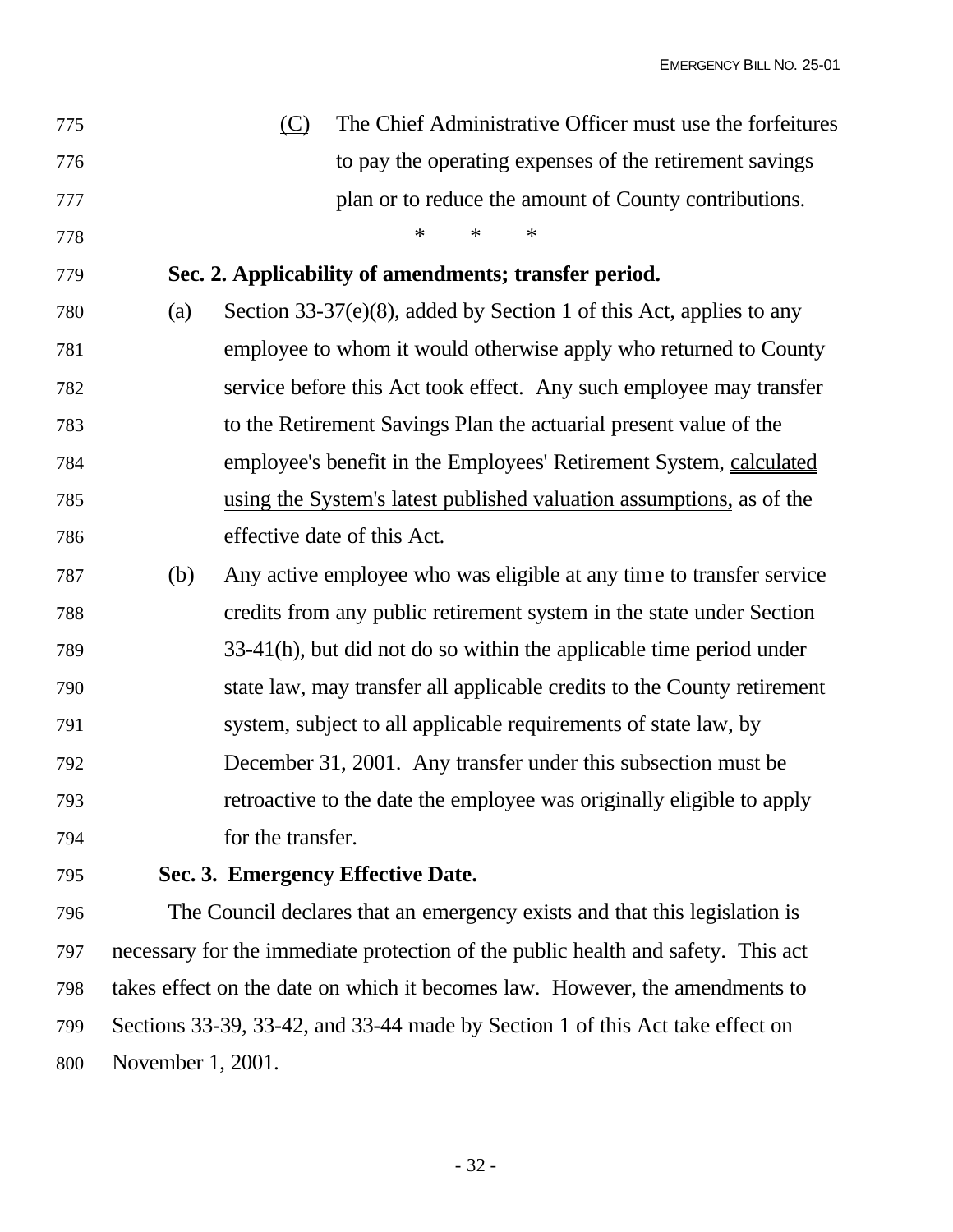(C) The Chief Administrative Officer must use the forfeitures to pay the operating expenses of the retirement savings plan or to reduce the amount of County contributions.

\* \* \*

**Sec. 2. Applicability of amendments; transfer period.**

(a) Section 33-37(e)(8), added by Section 1 of this Act, applies to any employee to whom it would otherwise apply who returned to County service before this Act took effect. Any such employee may transfer to the Retirement Savings Plan the actuarial present value of the employee's benefit in the Employees' Retirement System, calculated using the System's latest published valuation assumptions, as of the effective date of this Act.

(b) Any active employee who was eligible at any time to transfer service credits from any public retirement system in the state under Section 33-41(h), but did not do so within the applicable time period under state law, may transfer all applicable credits to the County retirement system, subject to all applicable requirements of state law, by December 31, 2001. Any transfer under this subsection must be retroactive to the date the employee was originally eligible to apply for the transfer.

**Sec. 3. Emergency Effective Date.**

The Council declares that an emergency exists and that this legislation is necessary for the immediate protection of the public health and safety. This act takes effect on the date on which it becomes law. However, the amendments to Sections 33-39, 33-42, and 33-44 made by Section 1 of this Act take effect on November 1, 2001.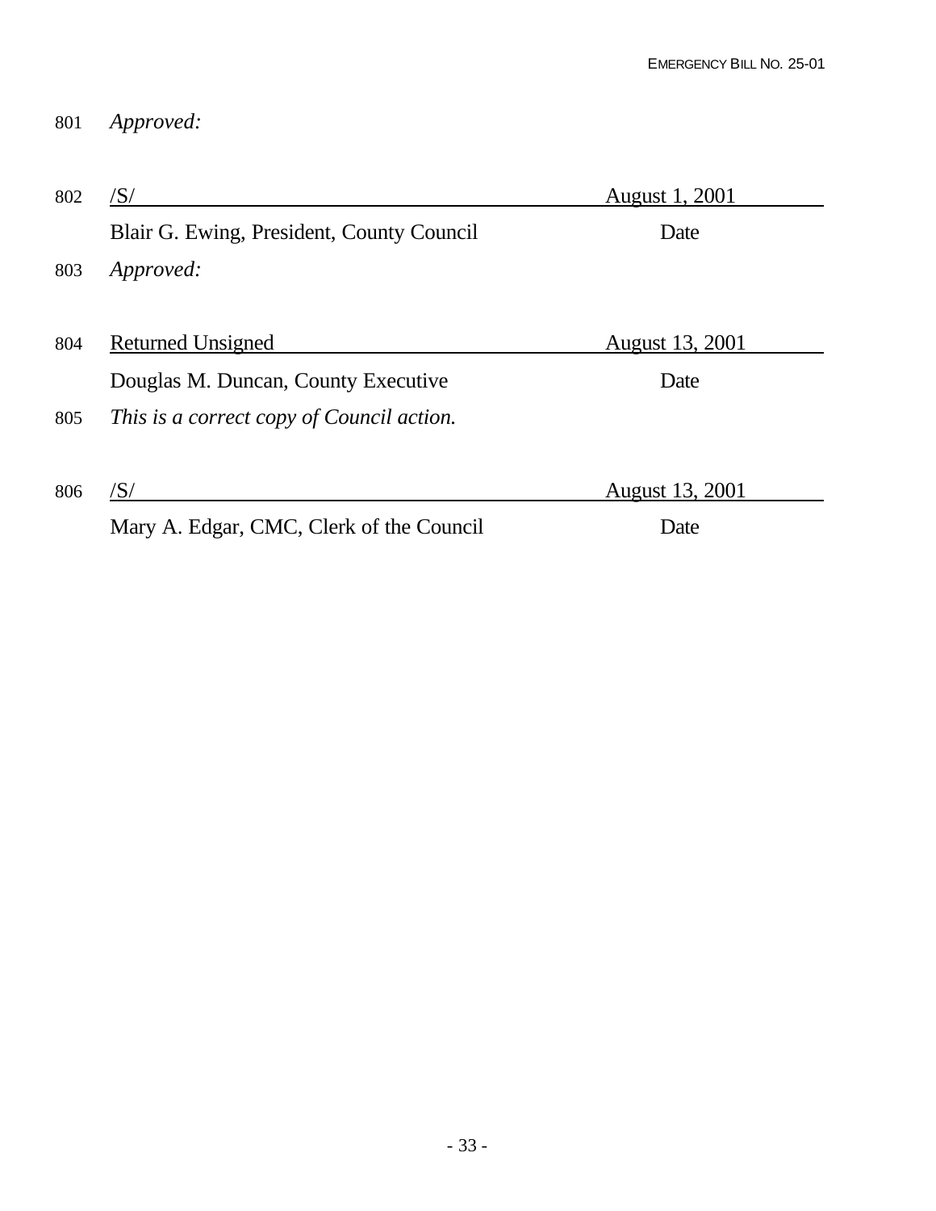801 *Approved:*

802 /S/ August 1, 2001

Blair G. Ewing, President, County Council Date

803 *Approved:*

804 Returned Unsigned August 13, 2001

Douglas M. Duncan, County Executive Date

805 *This is a correct copy of Council action.*

806 /S/ August 13, 2001

Mary A. Edgar, CMC, Clerk of the Council Date